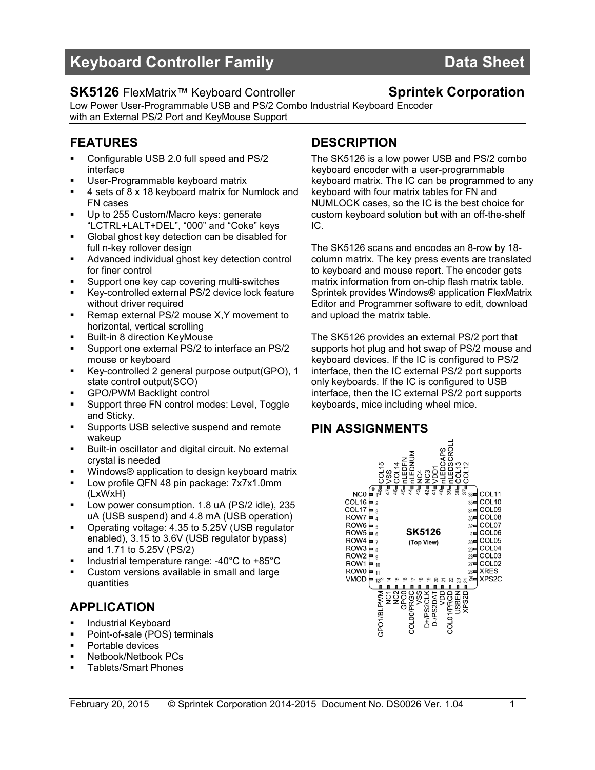# Keyboard Controller Family Data Sheet

**SK5126** FlexMatrix™ Keyboard Controller **Sprintek Corporation**

Low Power User-Programmable USB and PS/2 Combo Industrial Keyboard Encoder with an External PS/2 Port and KeyMouse Support

## FEATURES

- Configurable USB 2.0 full speed and PS/2 interface
- User-Programmable keyboard matrix
- 4 sets of 8 x 18 keyboard matrix for Numlock and FN cases
- Up to 255 Custom/Macro keys: generate "LCTRL+LALT+DEL", "000" and "Coke" keys
- Global ghost key detection can be disabled for full n-key rollover design
- Advanced individual ghost key detection control for finer control
- Support one key cap covering multi-switches
- Key-controlled external PS/2 device lock feature without driver required
- Remap external PS/2 mouse X,Y movement to horizontal, vertical scrolling
- Built-in 8 direction KeyMouse
- Support one external PS/2 to interface an PS/2 mouse or keyboard
- Key-controlled 2 general purpose output(GPO), 1 state control output(SCO)
- GPO/PWM Backlight control
- Support three FN control modes: Level, Toggle and Sticky.
- Supports USB selective suspend and remote wakeup
- Built-in oscillator and digital circuit. No external crystal is needed
- Windows® application to design keyboard matrix
- Low profile QFN 48 pin package: 7x7x1.0mm (LxWxH)
- Low power consumption. 1.8 uA (PS/2 idle), 235 uA (USB suspend) and 4.8 mA (USB operation)
- Operating voltage: 4.35 to 5.25V (USB regulator enabled), 3.15 to 3.6V (USB regulator bypass) and 1.71 to 5.25V (PS/2)
- Industrial temperature range: -40°C to +85°C
- Custom versions available in small and large quantities

## APPLICATION

- Industrial Keyboard
- Point-of-sale (POS) terminals
- Portable devices
- Netbook/Netbook PCs
- Tablets/Smart Phones

## DESCRIPTION

The SK5126 is a low power USB and PS/2 combo keyboard encoder with a user-programmable keyboard matrix. The IC can be programmed to any keyboard with four matrix tables for FN and NUMLOCK cases, so the IC is the best choice for custom keyboard solution but with an off-the-shelf IC.

The SK5126 scans and encodes an 8-row by 18-column matrix. The key press events are translated to keyboard and mouse report. The encoder gets matrix information from on-chip flash matrix table. Sprintek provides Windows® application FlexMatrix Editor and Programmer software to edit, download and upload the matrix table.

The SK5126 provides an external PS/2 port that supports hot plug and hot swap of PS/2 mouse and keyboard devices. If the IC is configured to PS/2 interface, then the IC external PS/2 port supports only keyboards. If the IC is configured to USB interface, then the IC external PS/2 port supports keyboards, mice including wheel mice.

## PIN ASSIGNMENTS

SK5126 (Top View)

| Pin | Name | Pin | Name |
|---|---|---|---|
| 1 | NC0 | 25 | XPS2C |
| 2 | COL16 | 26 | XRES |
| 3 | COL17 | 27 | COL02 |
| 4 | ROW7 | 28 | COL03 |
| 5 | ROW6 | 29 | COL04 |
| 6 | ROW5 | 30 | COL05 |
| 7 | ROW4 | 31 | COL06 |
| 8 | ROW3 | 32 | COL07 |
| 9 | ROW2 | 33 | COL08 |
| 10 | ROW1 | 34 | COL09 |
| 11 | ROW0 | 35 | COL10 |
| 12 | VMOD | 36 | COL11 |
| 13 | GPO1/BLPWM | 37 | COL12 |
| 14 | NC1 | 38 | COL13 |
| 15 | NC2 | 39 | nLEDSCROLL |
| 16 | GPO0 | 40 | nLEDCAPS |
| 17 | COL00/PRGC | 41 | VDD1 |
| 18 | VSS | 42 | NC3 |
| 19 | D+/PS2CLK | 43 | NC4 |
| 20 | D-/PS2DAT | 44 | nLEDNUM |
| 21 | VDD | 45 | nLEDFN |
| 22 | COL01/PRGD | 46 | COL14 |
| 23 | USBEN | 47 | VSS |
| 24 | XPS2D | 48 | COL15 |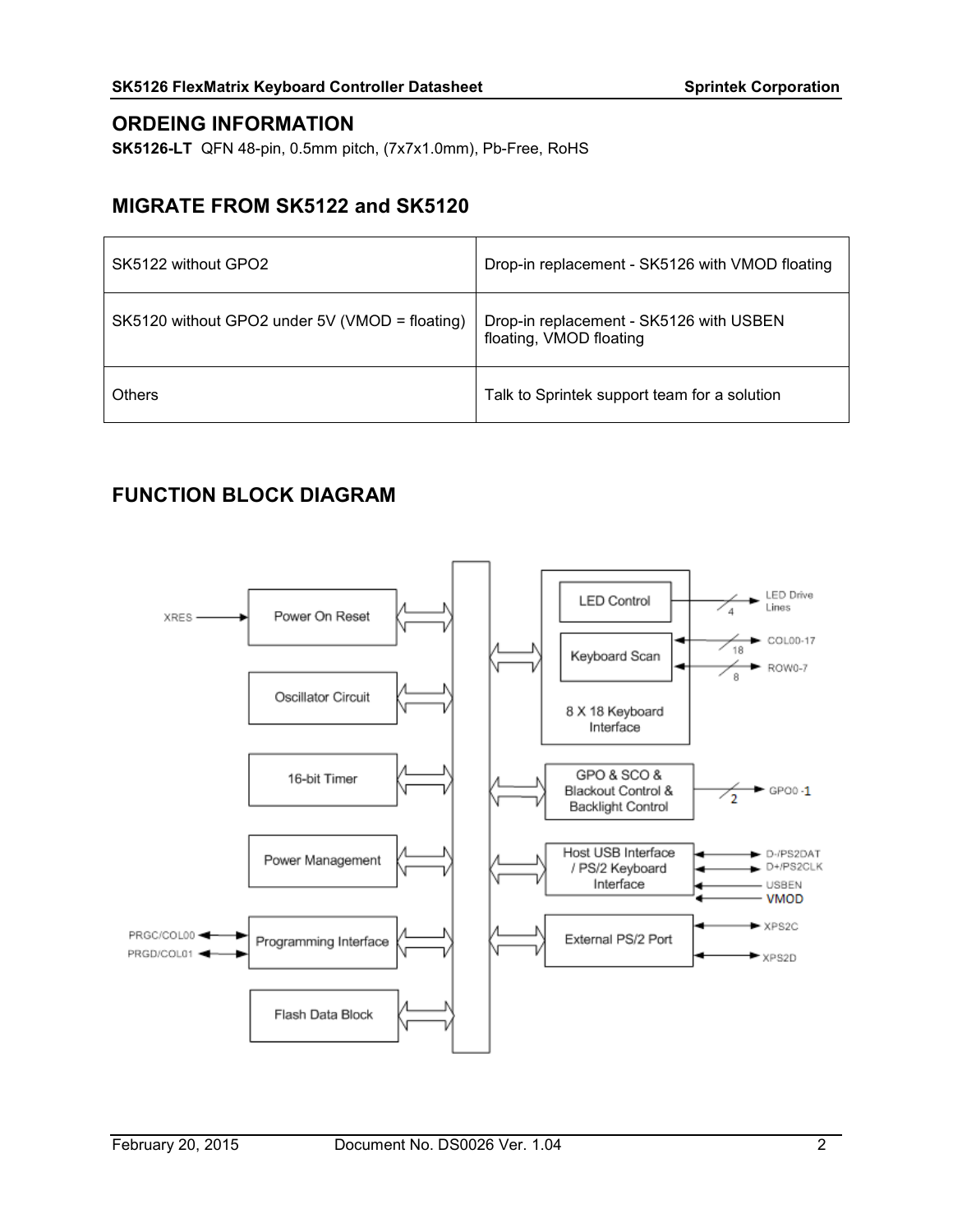## ORDEING INFORMATION

**SK5126-LT** QFN 48-pin, 0.5mm pitch, (7x7x1.0mm), Pb-Free, RoHS

## MIGRATE FROM SK5122 and SK5120

| | |
|---|---|
| SK5122 without GPO2 | Drop-in replacement - SK5126 with VMOD floating |
| SK5120 without GPO2 under 5V (VMOD = floating) | Drop-in replacement - SK5126 with USBEN floating, VMOD floating |
| Others | Talk to Sprintek support team for a solution |

## FUNCTION BLOCK DIAGRAM

XRES → Power On Reset

Oscillator Circuit

16-bit Timer

Power Management

PRGC/COL00, PRGD/COL01 ↔ Programming Interface

Flash Data Block

8 X 18 Keyboard Interface: LED Control → LED Drive Lines (4); Keyboard Scan ↔ COL00-17 (18), ROW0-7 (8)

GPO & SCO & Blackout Control & Backlight Control → GPO0 -1 (2)

Host USB Interface / PS/2 Keyboard Interface ↔ D-/PS2DAT, D+/PS2CLK; ← USBEN, VMOD

External PS/2 Port ↔ XPS2C, XPS2D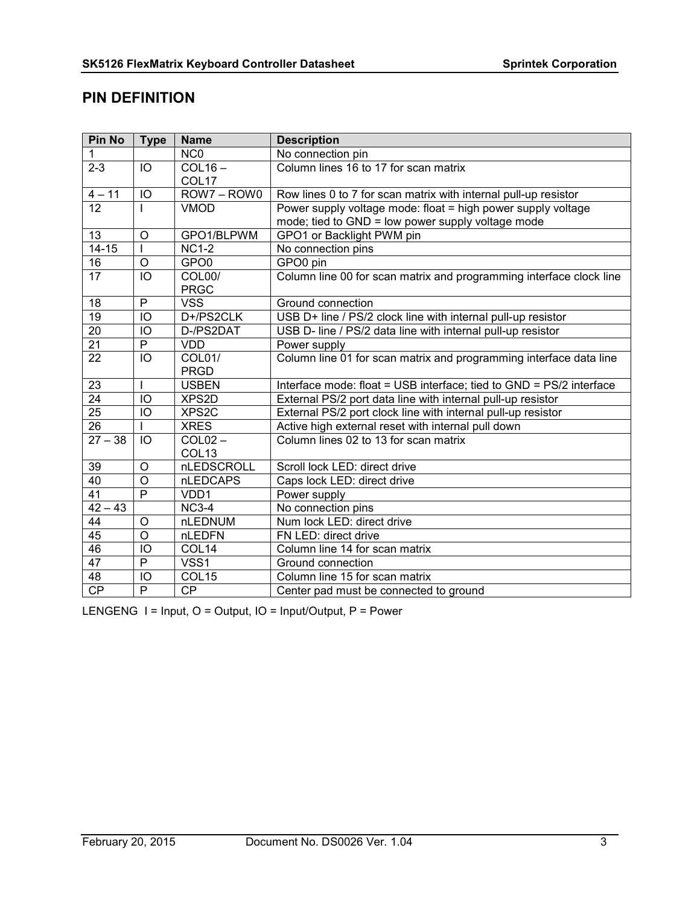## PIN DEFINITION

| Pin No | Type | Name | Description |
|---|---|---|---|
| 1 | | NC0 | No connection pin |
| 2-3 | IO | COL16 – COL17 | Column lines 16 to 17 for scan matrix |
| 4 – 11 | IO | ROW7 – ROW0 | Row lines 0 to 7 for scan matrix with internal pull-up resistor |
| 12 | I | VMOD | Power supply voltage mode: float = high power supply voltage mode; tied to GND = low power supply voltage mode |
| 13 | O | GPO1/BLPWM | GPO1 or Backlight PWM pin |
| 14-15 | I | NC1-2 | No connection pins |
| 16 | O | GPO0 | GPO0 pin |
| 17 | IO | COL00/ PRGC | Column line 00 for scan matrix and programming interface clock line |
| 18 | P | VSS | Ground connection |
| 19 | IO | D+/PS2CLK | USB D+ line / PS/2 clock line with internal pull-up resistor |
| 20 | IO | D-/PS2DAT | USB D- line / PS/2 data line with internal pull-up resistor |
| 21 | P | VDD | Power supply |
| 22 | IO | COL01/ PRGD | Column line 01 for scan matrix and programming interface data line |
| 23 | I | USBEN | Interface mode: float = USB interface; tied to GND = PS/2 interface |
| 24 | IO | XPS2D | External PS/2 port data line with internal pull-up resistor |
| 25 | IO | XPS2C | External PS/2 port clock line with internal pull-up resistor |
| 26 | I | XRES | Active high external reset with internal pull down |
| 27 – 38 | IO | COL02 – COL13 | Column lines 02 to 13 for scan matrix |
| 39 | O | nLEDSCROLL | Scroll lock LED: direct drive |
| 40 | O | nLEDCAPS | Caps lock LED: direct drive |
| 41 | P | VDD1 | Power supply |
| 42 – 43 | | NC3-4 | No connection pins |
| 44 | O | nLEDNUM | Num lock LED: direct drive |
| 45 | O | nLEDFN | FN LED: direct drive |
| 46 | IO | COL14 | Column line 14 for scan matrix |
| 47 | P | VSS1 | Ground connection |
| 48 | IO | COL15 | Column line 15 for scan matrix |
| CP | P | CP | Center pad must be connected to ground |

LENGENG I = Input, O = Output, IO = Input/Output, P = Power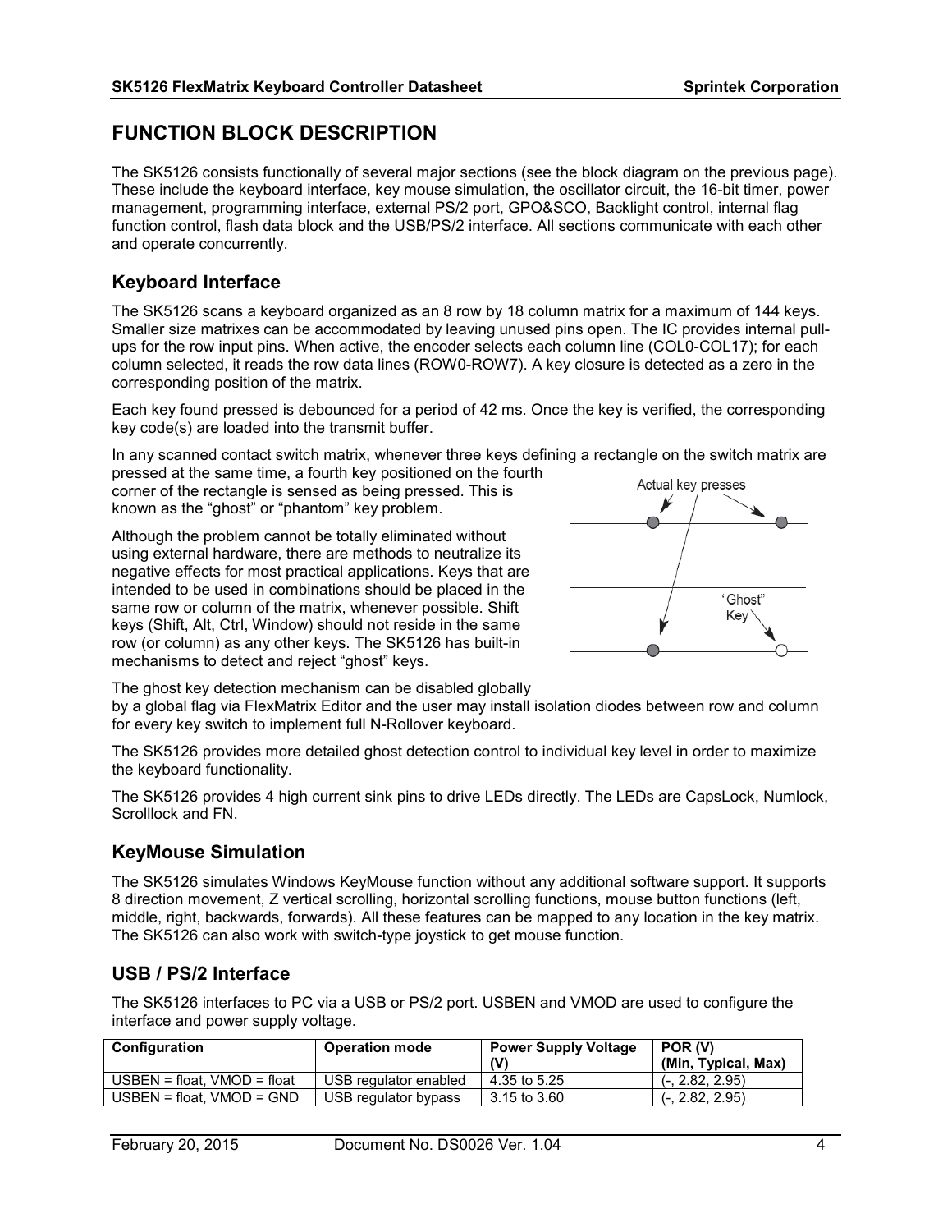# FUNCTION BLOCK DESCRIPTION

The SK5126 consists functionally of several major sections (see the block diagram on the previous page). These include the keyboard interface, key mouse simulation, the oscillator circuit, the 16-bit timer, power management, programming interface, external PS/2 port, GPO&SCO, Backlight control, internal flag function control, flash data block and the USB/PS/2 interface. All sections communicate with each other and operate concurrently.

## Keyboard Interface

The SK5126 scans a keyboard organized as an 8 row by 18 column matrix for a maximum of 144 keys. Smaller size matrixes can be accommodated by leaving unused pins open. The IC provides internal pull-ups for the row input pins. When active, the encoder selects each column line (COL0-COL17); for each column selected, it reads the row data lines (ROW0-ROW7). A key closure is detected as a zero in the corresponding position of the matrix.

Each key found pressed is debounced for a period of 42 ms. Once the key is verified, the corresponding key code(s) are loaded into the transmit buffer.

In any scanned contact switch matrix, whenever three keys defining a rectangle on the switch matrix are pressed at the same time, a fourth key positioned on the fourth corner of the rectangle is sensed as being pressed. This is known as the "ghost" or "phantom" key problem.

Although the problem cannot be totally eliminated without using external hardware, there are methods to neutralize its negative effects for most practical applications. Keys that are intended to be used in combinations should be placed in the same row or column of the matrix, whenever possible. Shift keys (Shift, Alt, Ctrl, Window) should not reside in the same row (or column) as any other keys. The SK5126 has built-in mechanisms to detect and reject "ghost" keys.

Actual key presses

"Ghost" Key

The ghost key detection mechanism can be disabled globally by a global flag via FlexMatrix Editor and the user may install isolation diodes between row and column for every key switch to implement full N-Rollover keyboard.

The SK5126 provides more detailed ghost detection control to individual key level in order to maximize the keyboard functionality.

The SK5126 provides 4 high current sink pins to drive LEDs directly. The LEDs are CapsLock, Numlock, Scrolllock and FN.

## KeyMouse Simulation

The SK5126 simulates Windows KeyMouse function without any additional software support. It supports 8 direction movement, Z vertical scrolling, horizontal scrolling functions, mouse button functions (left, middle, right, backwards, forwards). All these features can be mapped to any location in the key matrix. The SK5126 can also work with switch-type joystick to get mouse function.

## USB / PS/2 Interface

The SK5126 interfaces to PC via a USB or PS/2 port. USBEN and VMOD are used to configure the interface and power supply voltage.

| Configuration | Operation mode | Power Supply Voltage (V) | POR (V) (Min, Typical, Max) |
|---|---|---|---|
| USBEN = float, VMOD = float | USB regulator enabled | 4.35 to 5.25 | (-, 2.82, 2.95) |
| USBEN = float, VMOD = GND | USB regulator bypass | 3.15 to 3.60 | (-, 2.82, 2.95) |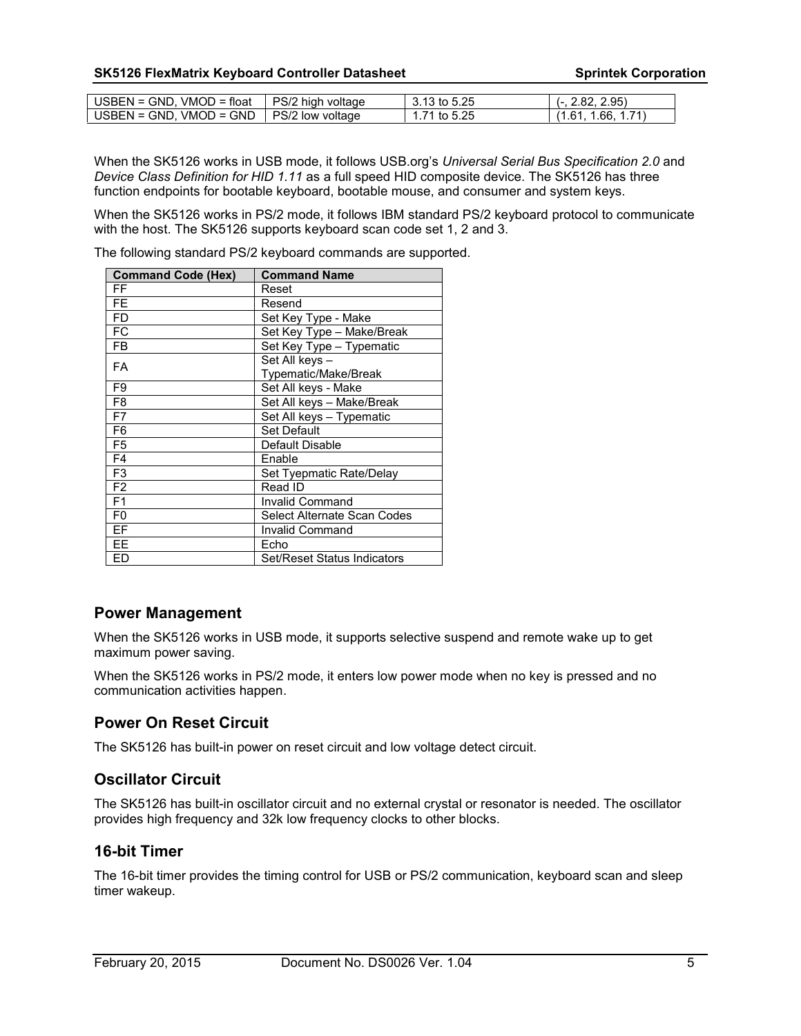| USBEN = GND, VMOD = float | PS/2 high voltage | 3.13 to 5.25 | (-, 2.82, 2.95) |
|---|---|---|---|
| USBEN = GND, VMOD = GND | PS/2 low voltage | 1.71 to 5.25 | (1.61, 1.66, 1.71) |

When the SK5126 works in USB mode, it follows USB.org's *Universal Serial Bus Specification 2.0* and *Device Class Definition for HID 1.11* as a full speed HID composite device. The SK5126 has three function endpoints for bootable keyboard, bootable mouse, and consumer and system keys.

When the SK5126 works in PS/2 mode, it follows IBM standard PS/2 keyboard protocol to communicate with the host. The SK5126 supports keyboard scan code set 1, 2 and 3.

The following standard PS/2 keyboard commands are supported.

| Command Code (Hex) | Command Name |
|---|---|
| FF | Reset |
| FE | Resend |
| FD | Set Key Type - Make |
| FC | Set Key Type – Make/Break |
| FB | Set Key Type – Typematic |
| FA | Set All keys – Typematic/Make/Break |
| F9 | Set All keys - Make |
| F8 | Set All keys – Make/Break |
| F7 | Set All keys – Typematic |
| F6 | Set Default |
| F5 | Default Disable |
| F4 | Enable |
| F3 | Set Tyepmatic Rate/Delay |
| F2 | Read ID |
| F1 | Invalid Command |
| F0 | Select Alternate Scan Codes |
| EF | Invalid Command |
| EE | Echo |
| ED | Set/Reset Status Indicators |

## Power Management

When the SK5126 works in USB mode, it supports selective suspend and remote wake up to get maximum power saving.

When the SK5126 works in PS/2 mode, it enters low power mode when no key is pressed and no communication activities happen.

## Power On Reset Circuit

The SK5126 has built-in power on reset circuit and low voltage detect circuit.

## Oscillator Circuit

The SK5126 has built-in oscillator circuit and no external crystal or resonator is needed. The oscillator provides high frequency and 32k low frequency clocks to other blocks.

## 16-bit Timer

The 16-bit timer provides the timing control for USB or PS/2 communication, keyboard scan and sleep timer wakeup.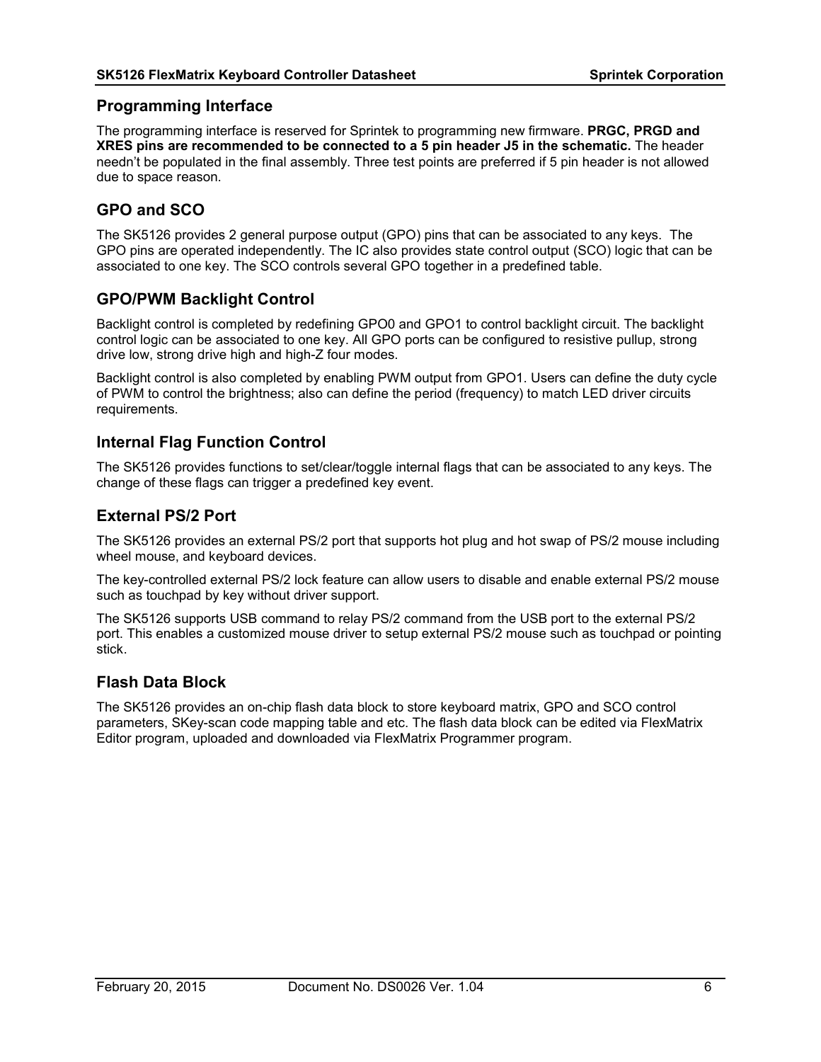## Programming Interface

The programming interface is reserved for Sprintek to programming new firmware. **PRGC, PRGD and XRES pins are recommended to be connected to a 5 pin header J5 in the schematic.** The header needn't be populated in the final assembly. Three test points are preferred if 5 pin header is not allowed due to space reason.

## GPO and SCO

The SK5126 provides 2 general purpose output (GPO) pins that can be associated to any keys. The GPO pins are operated independently. The IC also provides state control output (SCO) logic that can be associated to one key. The SCO controls several GPO together in a predefined table.

## GPO/PWM Backlight Control

Backlight control is completed by redefining GPO0 and GPO1 to control backlight circuit. The backlight control logic can be associated to one key. All GPO ports can be configured to resistive pullup, strong drive low, strong drive high and high-Z four modes.

Backlight control is also completed by enabling PWM output from GPO1. Users can define the duty cycle of PWM to control the brightness; also can define the period (frequency) to match LED driver circuits requirements.

## Internal Flag Function Control

The SK5126 provides functions to set/clear/toggle internal flags that can be associated to any keys. The change of these flags can trigger a predefined key event.

## External PS/2 Port

The SK5126 provides an external PS/2 port that supports hot plug and hot swap of PS/2 mouse including wheel mouse, and keyboard devices.

The key-controlled external PS/2 lock feature can allow users to disable and enable external PS/2 mouse such as touchpad by key without driver support.

The SK5126 supports USB command to relay PS/2 command from the USB port to the external PS/2 port. This enables a customized mouse driver to setup external PS/2 mouse such as touchpad or pointing stick.

## Flash Data Block

The SK5126 provides an on-chip flash data block to store keyboard matrix, GPO and SCO control parameters, SKey-scan code mapping table and etc. The flash data block can be edited via FlexMatrix Editor program, uploaded and downloaded via FlexMatrix Programmer program.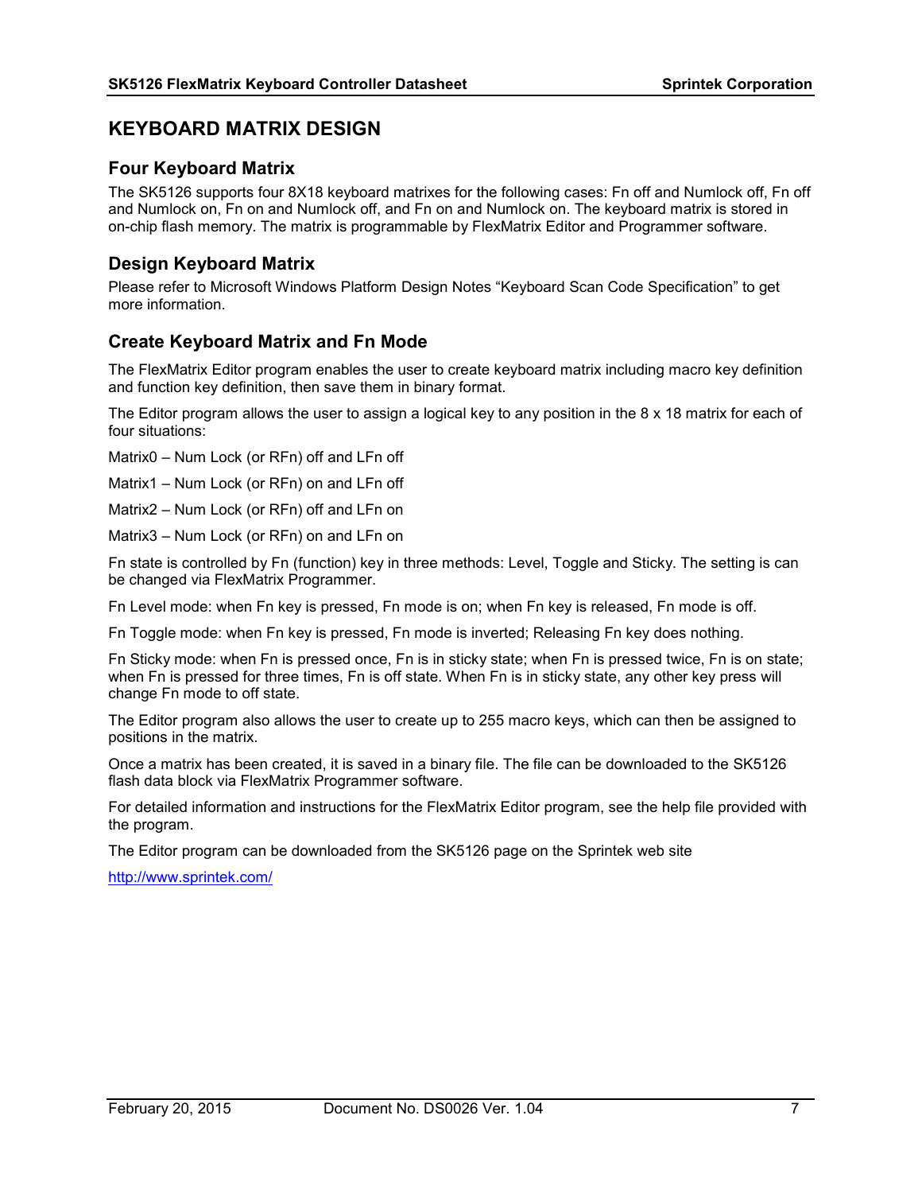# KEYBOARD MATRIX DESIGN

## Four Keyboard Matrix

The SK5126 supports four 8X18 keyboard matrixes for the following cases: Fn off and Numlock off, Fn off and Numlock on, Fn on and Numlock off, and Fn on and Numlock on. The keyboard matrix is stored in on-chip flash memory. The matrix is programmable by FlexMatrix Editor and Programmer software.

## Design Keyboard Matrix

Please refer to Microsoft Windows Platform Design Notes "Keyboard Scan Code Specification" to get more information.

## Create Keyboard Matrix and Fn Mode

The FlexMatrix Editor program enables the user to create keyboard matrix including macro key definition and function key definition, then save them in binary format.

The Editor program allows the user to assign a logical key to any position in the 8 x 18 matrix for each of four situations:

Matrix0 – Num Lock (or RFn) off and LFn off

Matrix1 – Num Lock (or RFn) on and LFn off

Matrix2 – Num Lock (or RFn) off and LFn on

Matrix3 – Num Lock (or RFn) on and LFn on

Fn state is controlled by Fn (function) key in three methods: Level, Toggle and Sticky. The setting is can be changed via FlexMatrix Programmer.

Fn Level mode: when Fn key is pressed, Fn mode is on; when Fn key is released, Fn mode is off.

Fn Toggle mode: when Fn key is pressed, Fn mode is inverted; Releasing Fn key does nothing.

Fn Sticky mode: when Fn is pressed once, Fn is in sticky state; when Fn is pressed twice, Fn is on state; when Fn is pressed for three times, Fn is off state. When Fn is in sticky state, any other key press will change Fn mode to off state.

The Editor program also allows the user to create up to 255 macro keys, which can then be assigned to positions in the matrix.

Once a matrix has been created, it is saved in a binary file. The file can be downloaded to the SK5126 flash data block via FlexMatrix Programmer software.

For detailed information and instructions for the FlexMatrix Editor program, see the help file provided with the program.

The Editor program can be downloaded from the SK5126 page on the Sprintek web site

http://www.sprintek.com/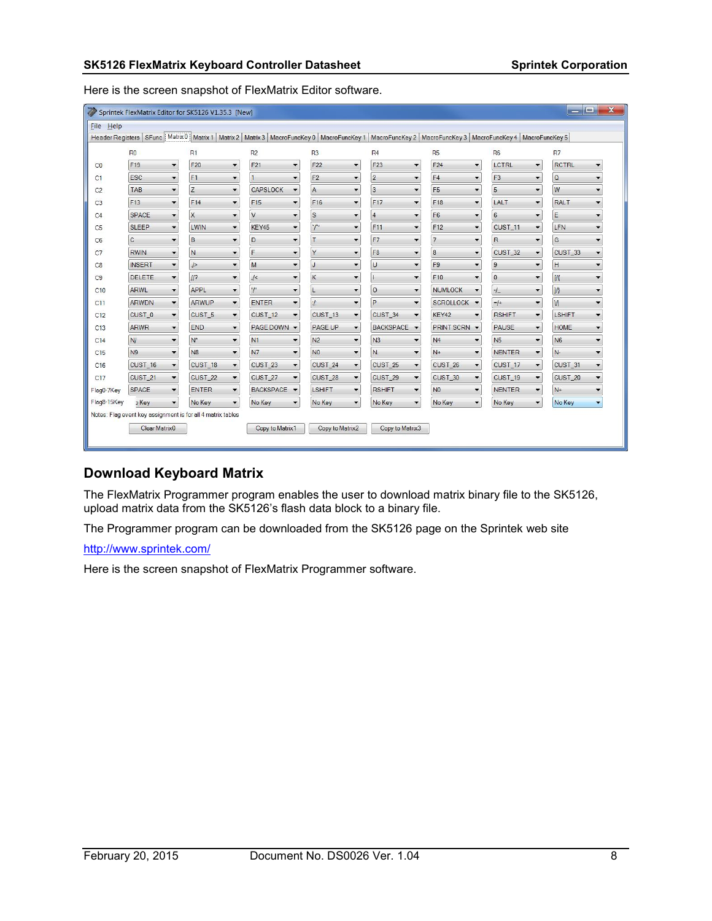Here is the screen snapshot of FlexMatrix Editor software.

Sprintek FlexMatrix Editor for SK5126 V1.35.3 [New]

File Help

Header Registers | SFunc | Matrix 0 | Matrix 1 | Matrix 2 | Matrix 3 | MacroFuncKey 0 | MacroFuncKey 1 | MacroFuncKey 2 | MacroFuncKey 3 | MacroFuncKey 4 | MacroFuncKey 5

| | R0 | R1 | R2 | R3 | R4 | R5 | R6 | R7 |
|---|---|---|---|---|---|---|---|---|
| C0 | F19 | F20 | F21 | F22 | F23 | F24 | LCTRL | RCTRL |
| C1 | ESC | F1 | 1 | F2 | 2 | F4 | F3 | Q |
| C2 | TAB | Z | CAPSLOCK | A | 3 | F5 | 5 | W |
| C3 | F13 | F14 | F15 | F16 | F17 | F18 | LALT | RALT |
| C4 | SPACE | X | V | S | 4 | F6 | 6 | E |
| C5 | SLEEP | LWIN | KEY45 | `/~ | F11 | F12 | CUST_11 | LFN |
| C6 | C | B | D | T | F7 | 7 | R | G |
| C7 | RWIN | N | F | Y | F8 | 8 | CUST_32 | CUST_33 |
| C8 | INSERT | ./> | M | J | U | F9 | 9 | H |
| C9 | DELETE | //? | ,/< | K | I | F10 | 0 | [/{ |
| C10 | ARWL | APPL | '/" | L | O | NUMLOCK | -/_ | ]/} |
| C11 | ARWDN | ARWUP | ENTER | ;/: | P | SCROLLOCK | =/+ | \/\| |
| C12 | CUST_0 | CUST_5 | CUST_12 | CUST_13 | CUST_34 | KEY42 | RSHIFT | LSHIFT |
| C13 | ARWR | END | PAGE DOWN | PAGE UP | BACKSPACE | PRINT SCRN | PAUSE | HOME |
| C14 | N/ | N* | N1 | N2 | N3 | N4 | N5 | N6 |
| C15 | N9 | N8 | N7 | N0 | N. | N+ | NENTER | N- |
| C16 | CUST_16 | CUST_18 | CUST_23 | CUST_24 | CUST_25 | CUST_26 | CUST_17 | CUST_31 |
| C17 | CUST_21 | CUST_22 | CUST_27 | CUST_28 | CUST_29 | CUST_30 | CUST_19 | CUST_20 |
| Flag0-7Key | SPACE | ENTER | BACKSPACE | LSHIFT | RSHIFT | N0 | NENTER | N+ |
| Flag8-15Key | No Key | No Key | No Key | No Key | No Key | No Key | No Key | No Key |

Notes: Flag event key assignment is for all 4 matrix tables

Clear Matrix0 | Copy to Matrix1 | Copy to Matrix2 | Copy to Matrix3

## Download Keyboard Matrix

The FlexMatrix Programmer program enables the user to download matrix binary file to the SK5126, upload matrix data from the SK5126's flash data block to a binary file.

The Programmer program can be downloaded from the SK5126 page on the Sprintek web site

http://www.sprintek.com/

Here is the screen snapshot of FlexMatrix Programmer software.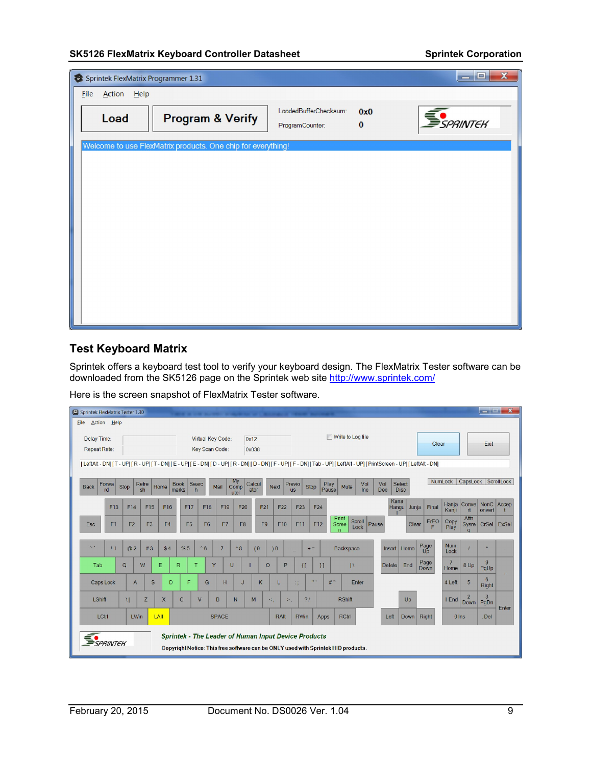## Test Keyboard Matrix

Sprintek offers a keyboard test tool to verify your keyboard design. The FlexMatrix Tester software can be downloaded from the SK5126 page on the Sprintek web site http://www.sprintek.com/

Here is the screen snapshot of FlexMatrix Tester software.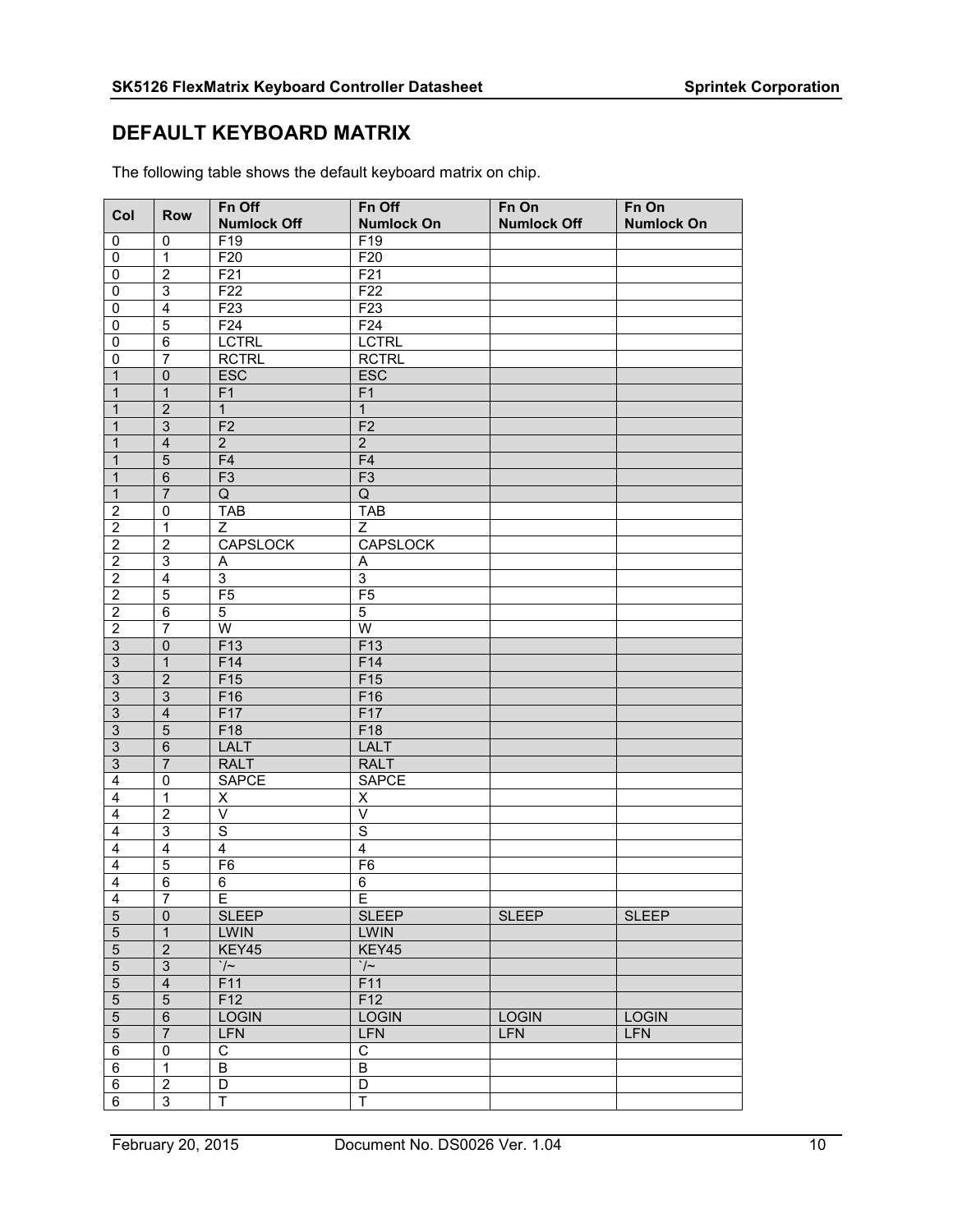## DEFAULT KEYBOARD MATRIX

The following table shows the default keyboard matrix on chip.

| Col | Row | Fn Off Numlock Off | Fn Off Numlock On | Fn On Numlock Off | Fn On Numlock On |
|---|---|---|---|---|---|
| 0 | 0 | F19 | F19 | | |
| 0 | 1 | F20 | F20 | | |
| 0 | 2 | F21 | F21 | | |
| 0 | 3 | F22 | F22 | | |
| 0 | 4 | F23 | F23 | | |
| 0 | 5 | F24 | F24 | | |
| 0 | 6 | LCTRL | LCTRL | | |
| 0 | 7 | RCTRL | RCTRL | | |
| 1 | 0 | ESC | ESC | | |
| 1 | 1 | F1 | F1 | | |
| 1 | 2 | 1 | 1 | | |
| 1 | 3 | F2 | F2 | | |
| 1 | 4 | 2 | 2 | | |
| 1 | 5 | F4 | F4 | | |
| 1 | 6 | F3 | F3 | | |
| 1 | 7 | Q | Q | | |
| 2 | 0 | TAB | TAB | | |
| 2 | 1 | Z | Z | | |
| 2 | 2 | CAPSLOCK | CAPSLOCK | | |
| 2 | 3 | A | A | | |
| 2 | 4 | 3 | 3 | | |
| 2 | 5 | F5 | F5 | | |
| 2 | 6 | 5 | 5 | | |
| 2 | 7 | W | W | | |
| 3 | 0 | F13 | F13 | | |
| 3 | 1 | F14 | F14 | | |
| 3 | 2 | F15 | F15 | | |
| 3 | 3 | F16 | F16 | | |
| 3 | 4 | F17 | F17 | | |
| 3 | 5 | F18 | F18 | | |
| 3 | 6 | LALT | LALT | | |
| 3 | 7 | RALT | RALT | | |
| 4 | 0 | SAPCE | SAPCE | | |
| 4 | 1 | X | X | | |
| 4 | 2 | V | V | | |
| 4 | 3 | S | S | | |
| 4 | 4 | 4 | 4 | | |
| 4 | 5 | F6 | F6 | | |
| 4 | 6 | 6 | 6 | | |
| 4 | 7 | E | E | | |
| 5 | 0 | SLEEP | SLEEP | SLEEP | SLEEP |
| 5 | 1 | LWIN | LWIN | | |
| 5 | 2 | KEY45 | KEY45 | | |
| 5 | 3 | `/~ | `/~ | | |
| 5 | 4 | F11 | F11 | | |
| 5 | 5 | F12 | F12 | | |
| 5 | 6 | LOGIN | LOGIN | LOGIN | LOGIN |
| 5 | 7 | LFN | LFN | LFN | LFN |
| 6 | 0 | C | C | | |
| 6 | 1 | B | B | | |
| 6 | 2 | D | D | | |
| 6 | 3 | T | T | | |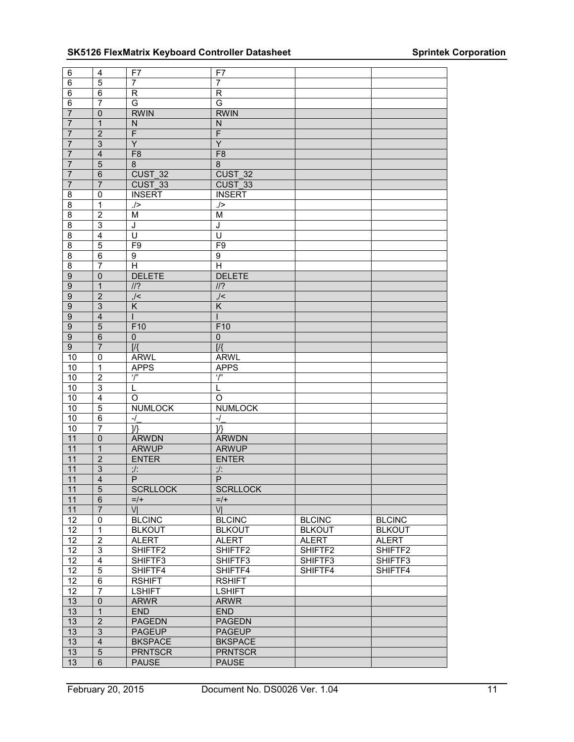| | | | | | |
|---|---|---|---|---|---|
| 6 | 4 | F7 | F7 | | |
| 6 | 5 | 7 | 7 | | |
| 6 | 6 | R | R | | |
| 6 | 7 | G | G | | |
| 7 | 0 | RWIN | RWIN | | |
| 7 | 1 | N | N | | |
| 7 | 2 | F | F | | |
| 7 | 3 | Y | Y | | |
| 7 | 4 | F8 | F8 | | |
| 7 | 5 | 8 | 8 | | |
| 7 | 6 | CUST_32 | CUST_32 | | |
| 7 | 7 | CUST_33 | CUST_33 | | |
| 8 | 0 | INSERT | INSERT | | |
| 8 | 1 | ./> | ./> | | |
| 8 | 2 | M | M | | |
| 8 | 3 | J | J | | |
| 8 | 4 | U | U | | |
| 8 | 5 | F9 | F9 | | |
| 8 | 6 | 9 | 9 | | |
| 8 | 7 | H | H | | |
| 9 | 0 | DELETE | DELETE | | |
| 9 | 1 | //? | //? | | |
| 9 | 2 | ,/< | ,/< | | |
| 9 | 3 | K | K | | |
| 9 | 4 | I | I | | |
| 9 | 5 | F10 | F10 | | |
| 9 | 6 | 0 | 0 | | |
| 9 | 7 | [/{ | [/{ | | |
| 10 | 0 | ARWL | ARWL | | |
| 10 | 1 | APPS | APPS | | |
| 10 | 2 | '/" | '/" | | |
| 10 | 3 | L | L | | |
| 10 | 4 | O | O | | |
| 10 | 5 | NUMLOCK | NUMLOCK | | |
| 10 | 6 | -/_ | -/_ | | |
| 10 | 7 | ]/} | ]/} | | |
| 11 | 0 | ARWDN | ARWDN | | |
| 11 | 1 | ARWUP | ARWUP | | |
| 11 | 2 | ENTER | ENTER | | |
| 11 | 3 | ;/: | ;/: | | |
| 11 | 4 | P | P | | |
| 11 | 5 | SCRLLOCK | SCRLLOCK | | |
| 11 | 6 | =/+ | =/+ | | |
| 11 | 7 | \/\| | \/\| | | |
| 12 | 0 | BLCINC | BLCINC | BLCINC | BLCINC |
| 12 | 1 | BLKOUT | BLKOUT | BLKOUT | BLKOUT |
| 12 | 2 | ALERT | ALERT | ALERT | ALERT |
| 12 | 3 | SHIFTF2 | SHIFTF2 | SHIFTF2 | SHIFTF2 |
| 12 | 4 | SHIFTF3 | SHIFTF3 | SHIFTF3 | SHIFTF3 |
| 12 | 5 | SHIFTF4 | SHIFTF4 | SHIFTF4 | SHIFTF4 |
| 12 | 6 | RSHIFT | RSHIFT | | |
| 12 | 7 | LSHIFT | LSHIFT | | |
| 13 | 0 | ARWR | ARWR | | |
| 13 | 1 | END | END | | |
| 13 | 2 | PAGEDN | PAGEDN | | |
| 13 | 3 | PAGEUP | PAGEUP | | |
| 13 | 4 | BKSPACE | BKSPACE | | |
| 13 | 5 | PRNTSCR | PRNTSCR | | |
| 13 | 6 | PAUSE | PAUSE | | |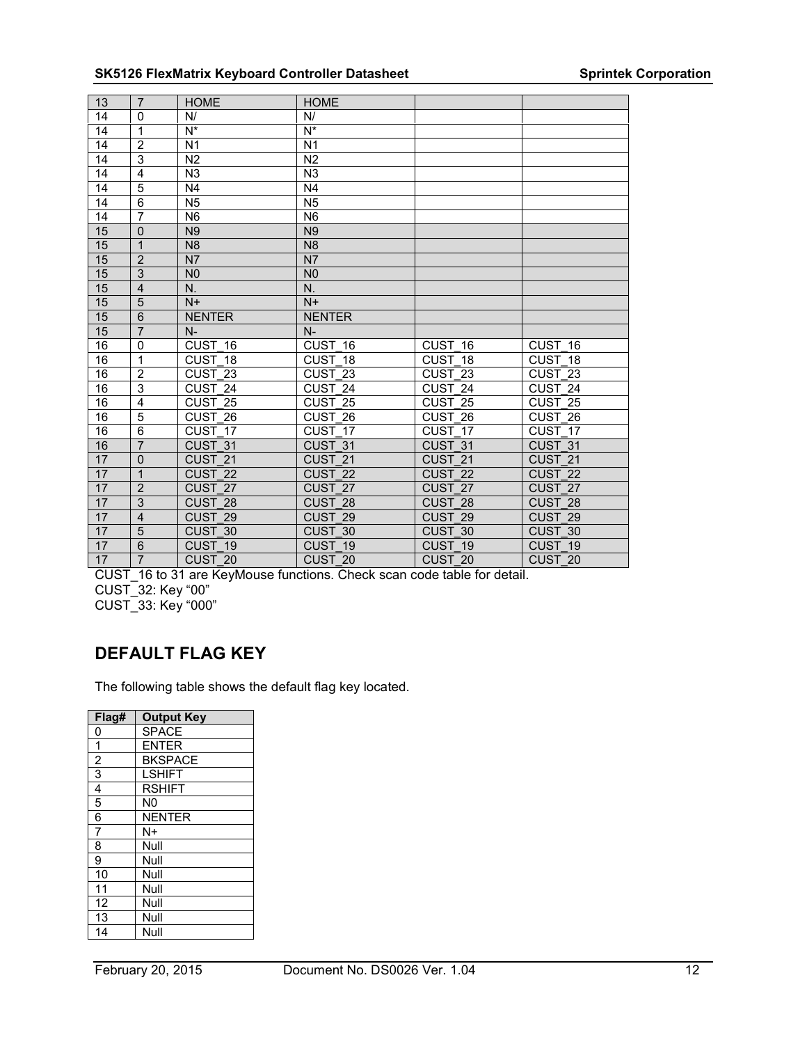| | | | | | |
|---|---|---|---|---|---|
| 13 | 7 | HOME | HOME | | |
| 14 | 0 | N/ | N/ | | |
| 14 | 1 | N* | N* | | |
| 14 | 2 | N1 | N1 | | |
| 14 | 3 | N2 | N2 | | |
| 14 | 4 | N3 | N3 | | |
| 14 | 5 | N4 | N4 | | |
| 14 | 6 | N5 | N5 | | |
| 14 | 7 | N6 | N6 | | |
| 15 | 0 | N9 | N9 | | |
| 15 | 1 | N8 | N8 | | |
| 15 | 2 | N7 | N7 | | |
| 15 | 3 | N0 | N0 | | |
| 15 | 4 | N. | N. | | |
| 15 | 5 | N+ | N+ | | |
| 15 | 6 | NENTER | NENTER | | |
| 15 | 7 | N- | N- | | |
| 16 | 0 | CUST_16 | CUST_16 | CUST_16 | CUST_16 |
| 16 | 1 | CUST_18 | CUST_18 | CUST_18 | CUST_18 |
| 16 | 2 | CUST_23 | CUST_23 | CUST_23 | CUST_23 |
| 16 | 3 | CUST_24 | CUST_24 | CUST_24 | CUST_24 |
| 16 | 4 | CUST_25 | CUST_25 | CUST_25 | CUST_25 |
| 16 | 5 | CUST_26 | CUST_26 | CUST_26 | CUST_26 |
| 16 | 6 | CUST_17 | CUST_17 | CUST_17 | CUST_17 |
| 16 | 7 | CUST_31 | CUST_31 | CUST_31 | CUST_31 |
| 17 | 0 | CUST_21 | CUST_21 | CUST_21 | CUST_21 |
| 17 | 1 | CUST_22 | CUST_22 | CUST_22 | CUST_22 |
| 17 | 2 | CUST_27 | CUST_27 | CUST_27 | CUST_27 |
| 17 | 3 | CUST_28 | CUST_28 | CUST_28 | CUST_28 |
| 17 | 4 | CUST_29 | CUST_29 | CUST_29 | CUST_29 |
| 17 | 5 | CUST_30 | CUST_30 | CUST_30 | CUST_30 |
| 17 | 6 | CUST_19 | CUST_19 | CUST_19 | CUST_19 |
| 17 | 7 | CUST_20 | CUST_20 | CUST_20 | CUST_20 |

CUST_16 to 31 are KeyMouse functions. Check scan code table for detail.
CUST_32: Key "00"
CUST_33: Key "000"

## DEFAULT FLAG KEY

The following table shows the default flag key located.

| Flag# | Output Key |
|---|---|
| 0 | SPACE |
| 1 | ENTER |
| 2 | BKSPACE |
| 3 | LSHIFT |
| 4 | RSHIFT |
| 5 | N0 |
| 6 | NENTER |
| 7 | N+ |
| 8 | Null |
| 9 | Null |
| 10 | Null |
| 11 | Null |
| 12 | Null |
| 13 | Null |
| 14 | Null |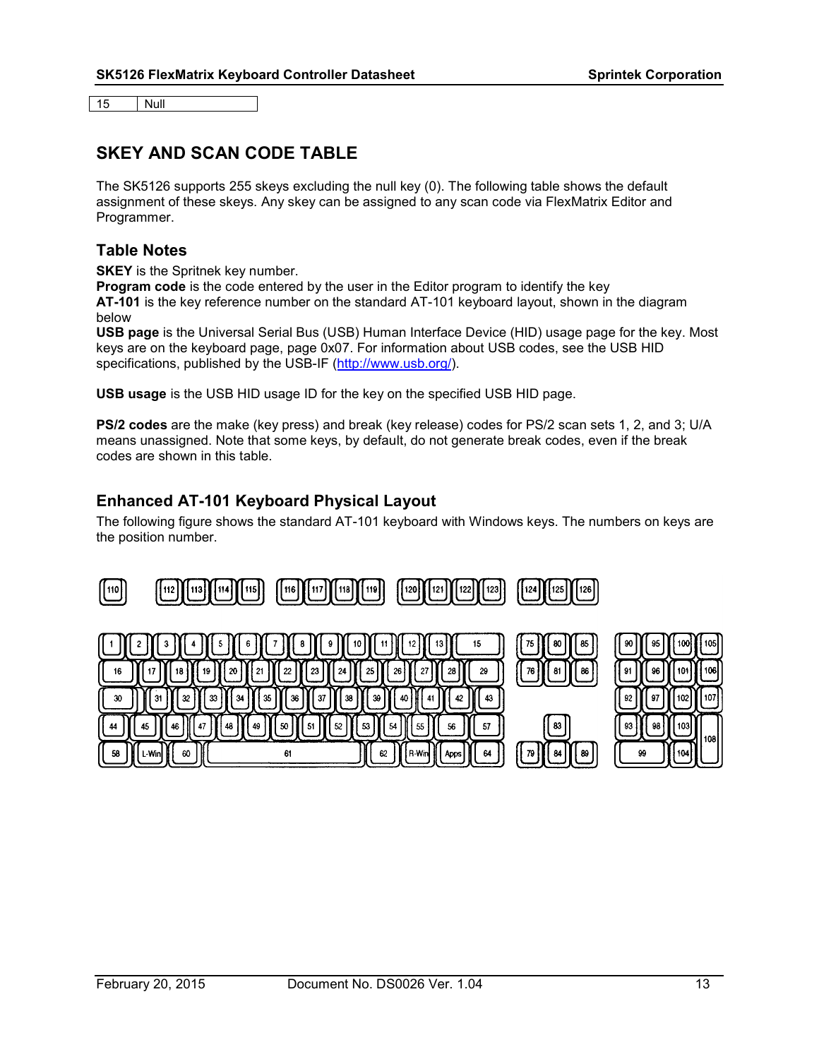| 15 | Null |
|---|---|

## SKEY AND SCAN CODE TABLE

The SK5126 supports 255 skeys excluding the null key (0). The following table shows the default assignment of these skeys. Any skey can be assigned to any scan code via FlexMatrix Editor and Programmer.

### Table Notes

**SKEY** is the Spritnek key number.
**Program code** is the code entered by the user in the Editor program to identify the key
**AT-101** is the key reference number on the standard AT-101 keyboard layout, shown in the diagram below
**USB page** is the Universal Serial Bus (USB) Human Interface Device (HID) usage page for the key. Most keys are on the keyboard page, page 0x07. For information about USB codes, see the USB HID specifications, published by the USB-IF (http://www.usb.org/).

**USB usage** is the USB HID usage ID for the key on the specified USB HID page.

**PS/2 codes** are the make (key press) and break (key release) codes for PS/2 scan sets 1, 2, and 3; U/A means unassigned. Note that some keys, by default, do not generate break codes, even if the break codes are shown in this table.

### Enhanced AT-101 Keyboard Physical Layout

The following figure shows the standard AT-101 keyboard with Windows keys. The numbers on keys are the position number.

```
110   112 113 114 115   116 117 118 119   120 121 122 123   124 125 126

1  2  3  4  5  6  7  8  9  10 11 12 13  15     75 80 85    90 95 100 105
16  17 18 19 20 21 22 23 24 25 26 27 28  29    76 81 86    91 96 101 106
30   31 32 33 34 35 36 37 38 39 40 41 42  43               92 97 102 107
44  45 46 47 48 49 50 51 52 53 54 55 56   57      83       93 98 103 108
58  L-Win 60        61        62 R-Win Apps 64  79 84 89    99    104
```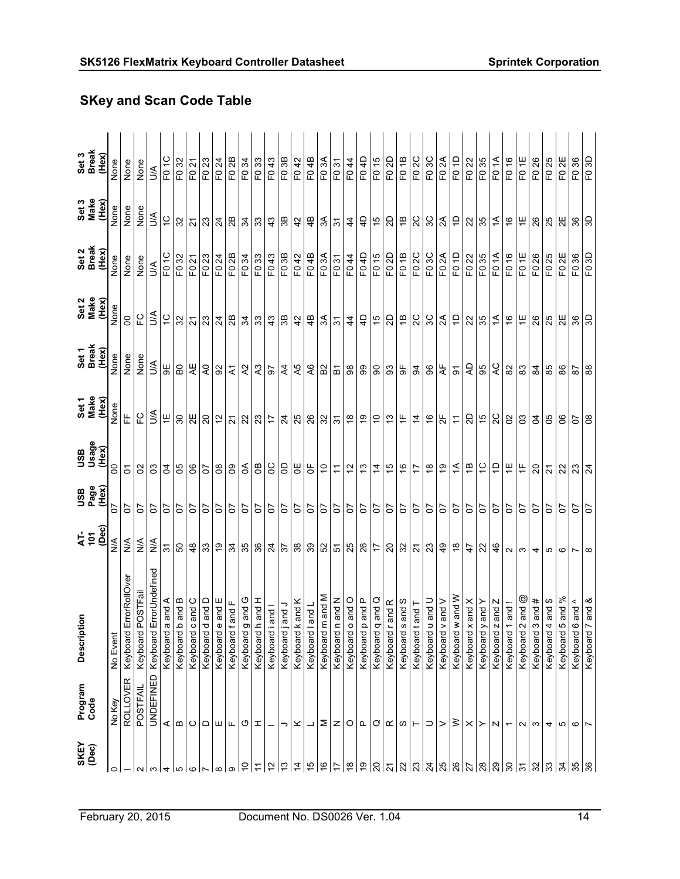## SKey and Scan Code Table

| SKEY (Dec) | Program Code | Description | AT-101 (Dec) | USB Page (Hex) | USB Usage (Hex) | Set 1 Make (Hex) | Set 1 Break (Hex) | Set 2 Make (Hex) | Set 2 Break (Hex) | Set 3 Make (Hex) | Set 3 Break (Hex) |
|---|---|---|---|---|---|---|---|---|---|---|---|
| 0 | No Key | No Event | N/A | 07 | 00 | None | None | None | None | None | None |
| 1 | ROLLOVER | Keyboard ErrorRollOver | N/A | 07 | 01 | FF | None | 00 | None | None | None |
| 2 | POSTFAIL | Keyboard POSTFail | N/A | 07 | 02 | FC | None | FC | None | None | None |
| 3 | UNDEFINED | Keyboard ErrorUndefined | N/A | 07 | 03 | U/A | U/A | U/A | U/A | U/A | U/A |
| 4 | A | Keyboard a and A | 31 | 07 | 04 | 1E | 9E | 1C | F0 1C | 1C | F0 1C |
| 5 | B | Keyboard b and B | 50 | 07 | 05 | 30 | B0 | 32 | F0 32 | 32 | F0 32 |
| 6 | C | Keyboard c and C | 48 | 07 | 06 | 2E | AE | 21 | F0 21 | 21 | F0 21 |
| 7 | D | Keyboard d and D | 33 | 07 | 07 | 20 | A0 | 23 | F0 23 | 23 | F0 23 |
| 8 | E | Keyboard e and E | 19 | 07 | 08 | 12 | 92 | 24 | F0 24 | 24 | F0 24 |
| 9 | F | Keyboard f and F | 34 | 07 | 09 | 21 | A1 | 2B | F0 2B | 2B | F0 2B |
| 10 | G | Keyboard g and G | 35 | 07 | 0A | 22 | A2 | 34 | F0 34 | 34 | F0 34 |
| 11 | H | Keyboard h and H | 36 | 07 | 0B | 23 | A3 | 33 | F0 33 | 33 | F0 33 |
| 12 | I | Keyboard i and I | 24 | 07 | 0C | 17 | 97 | 43 | F0 43 | 43 | F0 43 |
| 13 | J | Keyboard j and J | 37 | 07 | 0D | 24 | A4 | 3B | F0 3B | 3B | F0 3B |
| 14 | K | Keyboard k and K | 38 | 07 | 0E | 25 | A5 | 42 | F0 42 | 42 | F0 42 |
| 15 | L | Keyboard l and L | 39 | 07 | 0F | 26 | A6 | 4B | F0 4B | 4B | F0 4B |
| 16 | M | Keyboard m and M | 52 | 07 | 10 | 32 | B2 | 3A | F0 3A | 3A | F0 3A |
| 17 | N | Keyboard n and N | 51 | 07 | 11 | 31 | B1 | 31 | F0 31 | 31 | F0 31 |
| 18 | O | Keyboard o and O | 25 | 07 | 12 | 18 | 98 | 44 | F0 44 | 44 | F0 44 |
| 19 | P | Keyboard p and P | 26 | 07 | 13 | 19 | 99 | 4D | F0 4D | 4D | F0 4D |
| 20 | Q | Keyboard q and Q | 17 | 07 | 14 | 10 | 90 | 15 | F0 15 | 15 | F0 15 |
| 21 | R | Keyboard r and R | 20 | 07 | 15 | 13 | 93 | 2D | F0 2D | 2D | F0 2D |
| 22 | S | Keyboard s and S | 32 | 07 | 16 | 1F | 9F | 1B | F0 1B | 1B | F0 1B |
| 23 | T | Keyboard t and T | 21 | 07 | 17 | 14 | 94 | 2C | F0 2C | 2C | F0 2C |
| 24 | U | Keyboard u and U | 23 | 07 | 18 | 16 | 96 | 3C | F0 3C | 3C | F0 3C |
| 25 | V | Keyboard v and V | 49 | 07 | 19 | 2F | AF | 2A | F0 2A | 2A | F0 2A |
| 26 | W | Keyboard w and W | 18 | 07 | 1A | 11 | 91 | 1D | F0 1D | 1D | F0 1D |
| 27 | X | Keyboard x and X | 47 | 07 | 1B | 2D | AD | 22 | F0 22 | 22 | F0 22 |
| 28 | Y | Keyboard y and Y | 22 | 07 | 1C | 15 | 95 | 35 | F0 35 | 35 | F0 35 |
| 29 | Z | Keyboard z and Z | 46 | 07 | 1D | 2C | AC | 1A | F0 1A | 1A | F0 1A |
| 30 | 1 | Keyboard 1 and ! | 2 | 07 | 1E | 02 | 82 | 16 | F0 16 | 16 | F0 16 |
| 31 | 2 | Keyboard 2 and @ | 3 | 07 | 1F | 03 | 83 | 1E | F0 1E | 1E | F0 1E |
| 32 | 3 | Keyboard 3 and # | 4 | 07 | 20 | 04 | 84 | 26 | F0 26 | 26 | F0 26 |
| 33 | 4 | Keyboard 4 and $ | 5 | 07 | 21 | 05 | 85 | 25 | F0 25 | 25 | F0 25 |
| 34 | 5 | Keyboard 5 and % | 6 | 07 | 22 | 06 | 86 | 2E | F0 2E | 2E | F0 2E |
| 35 | 6 | Keyboard 6 and ^ | 7 | 07 | 23 | 07 | 87 | 36 | F0 36 | 36 | F0 36 |
| 36 | 7 | Keyboard 7 and & | 8 | 07 | 24 | 08 | 88 | 3D | F0 3D | 3D | F0 3D |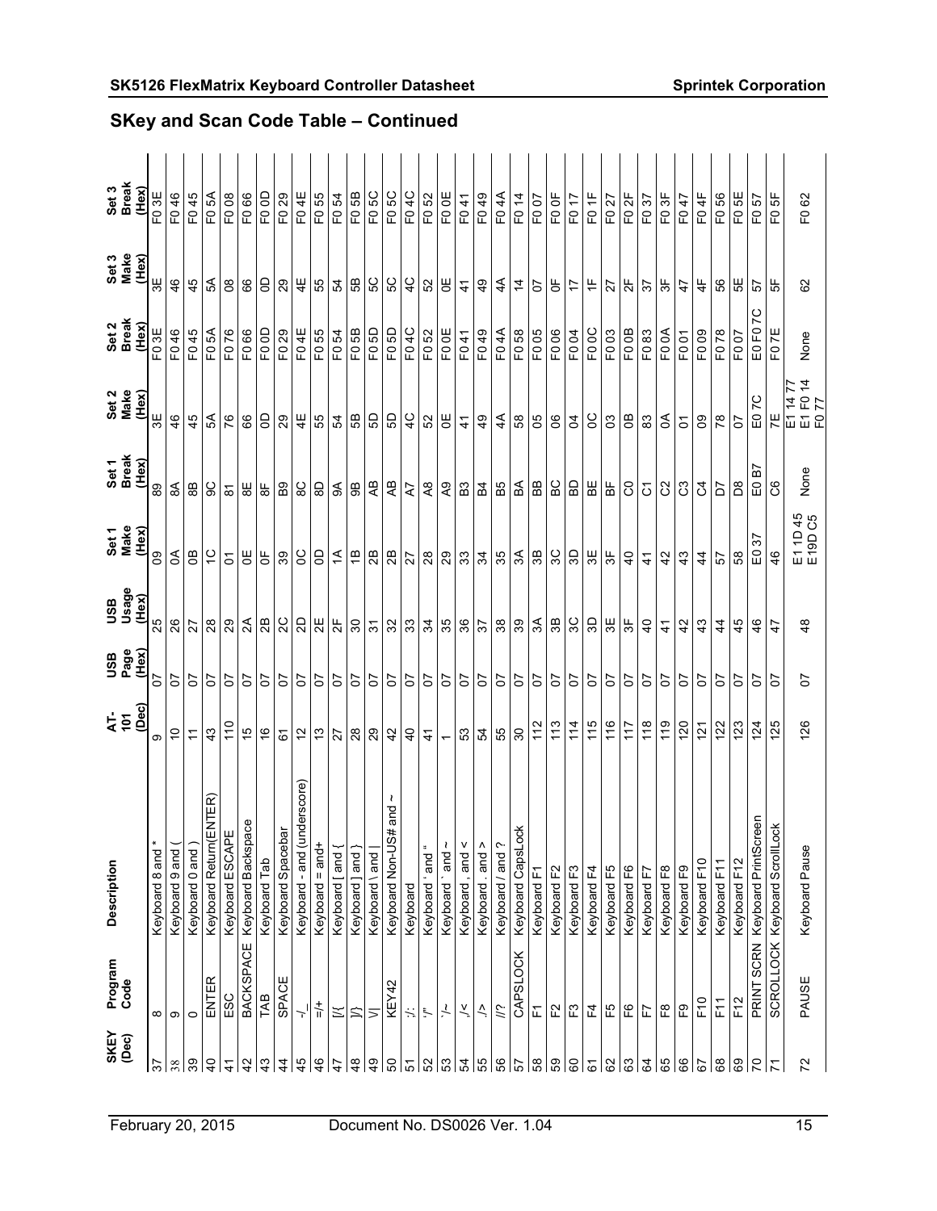## SKey and Scan Code Table – Continued

| SKEY (Dec) | Program Code | Description | AT-101 (Dec) | USB Page (Hex) | USB Usage (Hex) | Set 1 Make (Hex) | Set 1 Break (Hex) | Set 2 Make (Hex) | Set 2 Break (Hex) | Set 3 Make (Hex) | Set 3 Break (Hex) |
|---|---|---|---|---|---|---|---|---|---|---|---|
| 37 | 8 | Keyboard 8 and * | 9 | 07 | 25 | 09 | 89 | 3E | F0 3E | 3E | F0 3E |
| 38 | 9 | Keyboard 9 and ( | 10 | 07 | 26 | 0A | 8A | 46 | F0 46 | 46 | F0 46 |
| 39 | 0 | Keyboard 0 and ) | 11 | 07 | 27 | 0B | 8B | 45 | F0 45 | 45 | F0 45 |
| 40 | ENTER | Keyboard Return(ENTER) | 43 | 07 | 28 | 1C | 9C | 5A | F0 5A | 5A | F0 5A |
| 41 | ESC | Keyboard ESCAPE | 110 | 07 | 29 | 01 | 81 | 76 | F0 76 | 08 | F0 08 |
| 42 | BACKSPACE | Keyboard Backspace | 15 | 07 | 2A | 0E | 8E | 66 | F0 66 | 66 | F0 66 |
| 43 | TAB | Keyboard Tab | 16 | 07 | 2B | 0F | 8F | 0D | F0 0D | 0D | F0 0D |
| 44 | SPACE | Keyboard Spacebar | 61 | 07 | 2C | 39 | B9 | 29 | F0 29 | 29 | F0 29 |
| 45 | -/_ | Keyboard - and (underscore) | 12 | 07 | 2D | 0C | 8C | 4E | F0 4E | 4E | F0 4E |
| 46 | =/+ | Keyboard = and+ | 13 | 07 | 2E | 0D | 8D | 55 | F0 55 | 55 | F0 55 |
| 47 | [/{ | Keyboard [ and { | 27 | 07 | 2F | 1A | 9A | 54 | F0 54 | 54 | F0 54 |
| 48 | ]/} | Keyboard ] and } | 28 | 07 | 30 | 1B | 9B | 5B | F0 5B | 5B | F0 5B |
| 49 | \/\| | Keyboard \ and \| | 29 | 07 | 31 | 2B | AB | 5D | F0 5D | 5C | F0 5C |
| 50 | KEY42 | Keyboard Non-US# and ~ | 42 | 07 | 32 | 2B | AB | 5D | F0 5D | 5C | F0 5C |
| 51 | ;/: | Keyboard | 40 | 07 | 33 | 27 | A7 | 4C | F0 4C | 4C | F0 4C |
| 52 | '/" | Keyboard ' and " | 41 | 07 | 34 | 28 | A8 | 52 | F0 52 | 52 | F0 52 |
| 53 | `/~ | Keyboard ` and ~ | 1 | 07 | 35 | 29 | A9 | 0E | F0 0E | 0E | F0 0E |
| 54 | ,/< | Keyboard , and < | 53 | 07 | 36 | 33 | B3 | 41 | F0 41 | 41 | F0 41 |
| 55 | ./> | Keyboard . and > | 54 | 07 | 37 | 34 | B4 | 49 | F0 49 | 49 | F0 49 |
| 56 | //? | Keyboard / and ? | 55 | 07 | 38 | 35 | B5 | 4A | F0 4A | 4A | F0 4A |
| 57 | CAPSLOCK | Keyboard CapsLock | 30 | 07 | 39 | 3A | BA | 58 | F0 58 | 14 | F0 14 |
| 58 | F1 | Keyboard F1 | 112 | 07 | 3A | 3B | BB | 05 | F0 05 | 07 | F0 07 |
| 59 | F2 | Keyboard F2 | 113 | 07 | 3B | 3C | BC | 06 | F0 06 | 0F | F0 0F |
| 60 | F3 | Keyboard F3 | 114 | 07 | 3C | 3D | BD | 04 | F0 04 | 17 | F0 17 |
| 61 | F4 | Keyboard F4 | 115 | 07 | 3D | 3E | BE | 0C | F0 0C | 1F | F0 1F |
| 62 | F5 | Keyboard F5 | 116 | 07 | 3E | 3F | BF | 03 | F0 03 | 27 | F0 27 |
| 63 | F6 | Keyboard F6 | 117 | 07 | 3F | 40 | C0 | 0B | F0 0B | 2F | F0 2F |
| 64 | F7 | Keyboard F7 | 118 | 07 | 40 | 41 | C1 | 83 | F0 83 | 37 | F0 37 |
| 65 | F8 | Keyboard F8 | 119 | 07 | 41 | 42 | C2 | 0A | F0 0A | 3F | F0 3F |
| 66 | F9 | Keyboard F9 | 120 | 07 | 42 | 43 | C3 | 01 | F0 01 | 47 | F0 47 |
| 67 | F10 | Keyboard F10 | 121 | 07 | 43 | 44 | C4 | 09 | F0 09 | 4F | F0 4F |
| 68 | F11 | Keyboard F11 | 122 | 07 | 44 | 57 | D7 | 78 | F0 78 | 56 | F0 56 |
| 69 | F12 | Keyboard F12 | 123 | 07 | 45 | 58 | D8 | 07 | F0 07 | 5E | F0 5E |
| 70 | PRINT SCRN | Keyboard PrintScreen | 124 | 07 | 46 | E0 37 | E0 B7 | E0 7C | E0 F0 7C | 57 | F0 57 |
| 71 | SCROLLOCK | Keyboard ScrollLock | 125 | 07 | 47 | 46 | C6 | 7E | F0 7E | 5F | F0 5F |
| 72 | PAUSE | Keyboard Pause | 126 | 07 | 48 | E1 1D 45 E1 9D C5 | None | E1 14 77 E1 F0 14 F0 77 | None | 62 | F0 62 |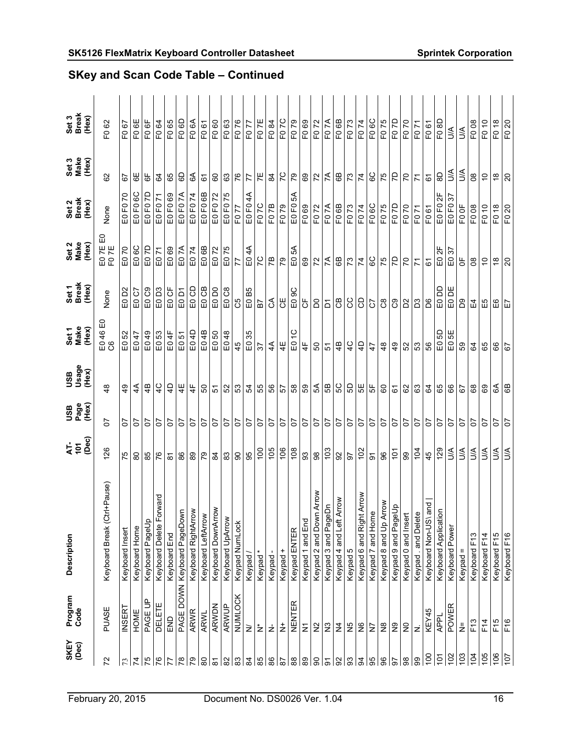## SKey and Scan Code Table – Continued

| SKEY (Dec) | Program Code | Description | AT-101 (Dec) | USB Page (Hex) | USB Usage (Hex) | Set 1 Make (Hex) | Set 1 Break (Hex) | Set 2 Make (Hex) | Set 2 Break (Hex) | Set 3 Make (Hex) | Set 3 Break (Hex) |
|---|---|---|---|---|---|---|---|---|---|---|---|
| 72 | PUASE | Keyboard Break (Ctrl+Pause) | 126 | 07 | 48 | E0 46 E0 C6 | None | E0 7E E0 F0 7E | None | 62 | F0 62 |
| 73 | INSERT | Keyboard Insert | 75 | 07 | 49 | E0 52 | E0 D2 | E0 70 | E0 F0 70 | 67 | F0 67 |
| 74 | HOME | Keyboard Home | 80 | 07 | 4A | E0 47 | E0 C7 | E0 6C | E0 F0 6C | 6E | F0 6E |
| 75 | PAGE UP | Keyboard PageUp | 85 | 07 | 4B | E0 49 | E0 C9 | E0 7D | E0 F0 7D | 6F | F0 6F |
| 76 | DELETE | Keyboard Delete Forward | 76 | 07 | 4C | E0 53 | E0 D3 | E0 71 | E0 F0 71 | 64 | F0 64 |
| 77 | END | Keyboard End | 81 | 07 | 4D | E0 4F | E0 CF | E0 69 | E0 F0 69 | 65 | F0 65 |
| 78 | PAGE DOWN | Keyboard PageDown | 86 | 07 | 4E | E0 51 | E0 D1 | E0 7A | E0 F0 7A | 6D | F0 6D |
| 79 | ARWR | Keyboard RightArrow | 89 | 07 | 4F | E0 4D | E0 CD | E0 74 | E0 F0 74 | 6A | F0 6A |
| 80 | ARWL | Keyboard LeftArrow | 79 | 07 | 50 | E0 4B | E0 CB | E0 6B | E0 F0 6B | 61 | F0 61 |
| 81 | ARWDN | Keyboard DownArrow | 84 | 07 | 51 | E0 50 | E0 D0 | E0 72 | E0 F0 72 | 60 | F0 60 |
| 82 | ARWUP | Keyboard UpArrow | 83 | 07 | 52 | E0 48 | E0 C8 | E0 75 | E0 F0 75 | 63 | F0 63 |
| 83 | NUMLOCK | Keypad NumLock | 90 | 07 | 53 | 45 | C5 | 77 | F0 77 | 76 | F0 76 |
| 84 | N/ | Keypad / | 95 | 07 | 54 | E0 35 | E0 B5 | E0 4A | E0 F0 4A | 77 | F0 77 |
| 85 | N* | Keypad * | 100 | 07 | 55 | 37 | B7 | 7C | F0 7C | 7E | F0 7E |
| 86 | N- | Keypad - | 105 | 07 | 56 | 4A | CA | 7B | F0 7B | 84 | F0 84 |
| 87 | N+ | Keypad + | 106 | 07 | 57 | 4E | CE | 79 | F0 79 | 7C | F0 7C |
| 88 | NENTER | Keypad ENTER | 108 | 07 | 58 | E0 1C | E0 9C | E0 5A | E0 F0 5A | 79 | F0 79 |
| 89 | N1 | Keypad 1 and End | 93 | 07 | 59 | 4F | CF | 69 | F0 69 | 69 | F0 69 |
| 90 | N2 | Keypad 2 and Down Arrow | 98 | 07 | 5A | 50 | D0 | 72 | F0 72 | 72 | F0 72 |
| 91 | N3 | Keypad 3 and PageDn | 103 | 07 | 5B | 51 | D1 | 7A | F0 7A | 7A | F0 7A |
| 92 | N4 | Keypad 4 and Left Arrow | 92 | 07 | 5C | 4B | CB | 6B | F0 6B | 6B | F0 6B |
| 93 | N5 | Keypad 5 | 97 | 07 | 5D | 4C | CC | 73 | F0 73 | 73 | F0 73 |
| 94 | N6 | Keypad 6 and Right Arrow | 102 | 07 | 5E | 4D | CD | 74 | F0 74 | 74 | F0 74 |
| 95 | N7 | Keypad 7 and Home | 91 | 07 | 5F | 47 | C7 | 6C | F0 6C | 6C | F0 6C |
| 96 | N8 | Keypad 8 and Up Arrow | 96 | 07 | 60 | 48 | C8 | 75 | F0 75 | 75 | F0 75 |
| 97 | N9 | Keypad 9 and PageUp | 101 | 07 | 61 | 49 | C9 | 7D | F0 7D | 7D | F0 7D |
| 98 | N0 | Keypad 0 and Insert | 99 | 07 | 62 | 52 | D2 | 70 | F0 70 | 70 | F0 70 |
| 99 | N. | Keypad . and Delete | 104 | 07 | 63 | 53 | D3 | 71 | F0 71 | 71 | F0 71 |
| 100 | KEY45 | Keyboard Non-US\ and \| | 45 | 07 | 64 | 56 | D6 | 61 | F0 61 | 61 | F0 61 |
| 101 | APPL | Keyboard Application | 129 | 07 | 65 | E0 5D | E0 DD | E0 2F | E0 F0 2F | 8D | F0 8D |
| 102 | POWER | Keyboard Power | U/A | 07 | 66 | E0 5E | E0 DE | E0 37 | E0 F0 37 | U/A | U/A |
| 103 | N= | Keypad = | U/A | 07 | 67 | 59 | D9 | 0F | F0 0F | U/A | U/A |
| 104 | F13 | Keyboard F13 | U/A | 07 | 68 | 64 | E4 | 08 | F0 08 | 08 | F0 08 |
| 105 | F14 | Keyboard F14 | U/A | 07 | 69 | 65 | E5 | 10 | F0 10 | 10 | F0 10 |
| 106 | F15 | Keyboard F15 | U/A | 07 | 6A | 66 | E6 | 18 | F0 18 | 18 | F0 18 |
| 107 | F16 | Keyboard F16 | U/A | 07 | 6B | 67 | E7 | 20 | F0 20 | 20 | F0 20 |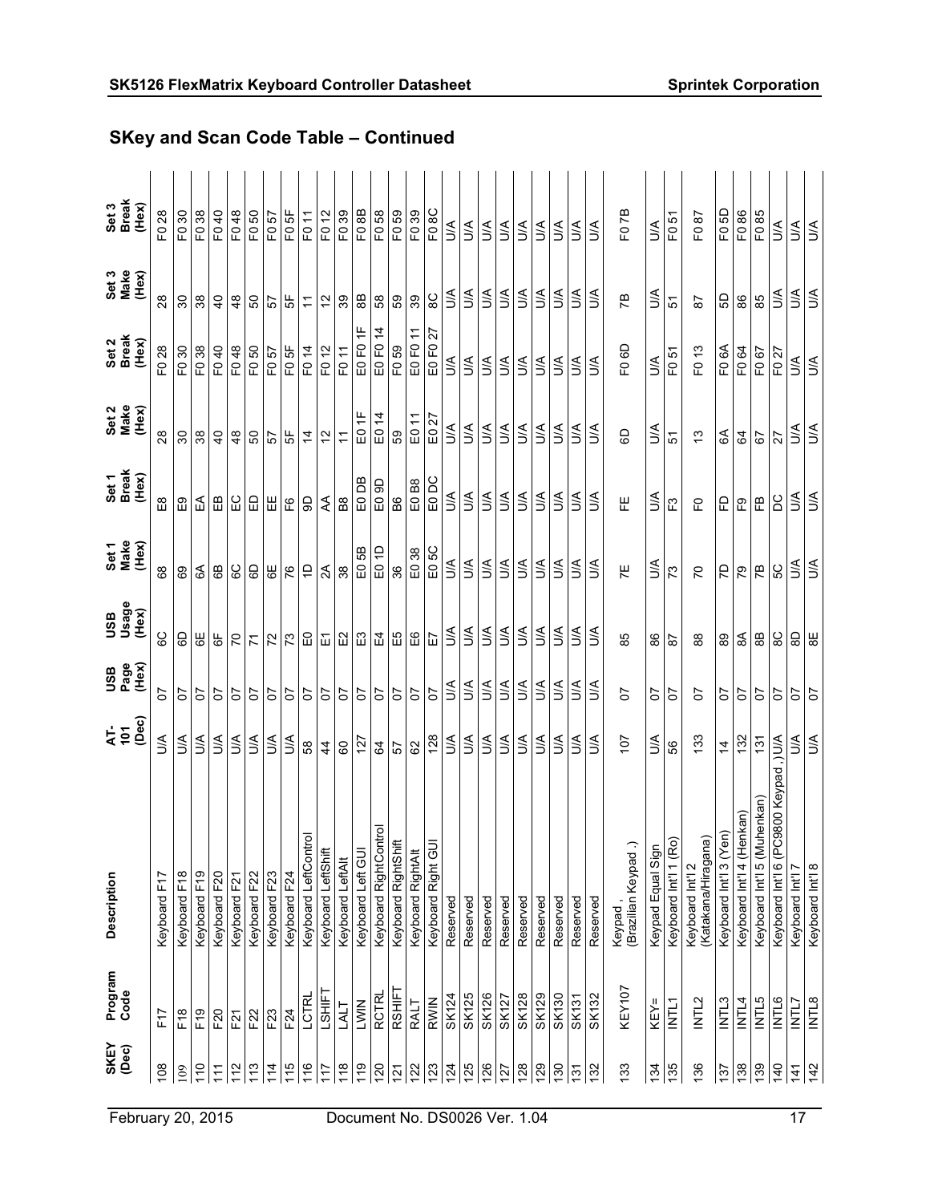## SKey and Scan Code Table – Continued

| SKEY (Dec) | Program Code | Description | AT-101 (Dec) | USB Page (Hex) | USB Usage (Hex) | Set 1 Make (Hex) | Set 1 Break (Hex) | Set 2 Make (Hex) | Set 2 Break (Hex) | Set 3 Make (Hex) | Set 3 Break (Hex) |
|---|---|---|---|---|---|---|---|---|---|---|---|
| 108 | F17 | Keyboard F17 | U/A | 07 | 6C | 68 | E8 | 28 | F0 28 | 28 | F0 28 |
| 109 | F18 | Keyboard F18 | U/A | 07 | 6D | 69 | E9 | 30 | F0 30 | 30 | F0 30 |
| 110 | F19 | Keyboard F19 | U/A | 07 | 6E | 6A | EA | 38 | F0 38 | 38 | F0 38 |
| 111 | F20 | Keyboard F20 | U/A | 07 | 6F | 6B | EB | 40 | F0 40 | 40 | F0 40 |
| 112 | F21 | Keyboard F21 | U/A | 07 | 70 | 6C | EC | 48 | F0 48 | 48 | F0 48 |
| 113 | F22 | Keyboard F22 | U/A | 07 | 71 | 6D | ED | 50 | F0 50 | 50 | F0 50 |
| 114 | F23 | Keyboard F23 | U/A | 07 | 72 | 6E | EE | 57 | F0 57 | 57 | F0 57 |
| 115 | F24 | Keyboard F24 | U/A | 07 | 73 | 76 | F6 | 5F | F0 5F | 5F | F0 5F |
| 116 | LCTRL | Keyboard LeftControl | 58 | 07 | E0 | 1D | 9D | 14 | F0 14 | 11 | F0 11 |
| 117 | LSHIFT | Keyboard LeftShift | 44 | 07 | E1 | 2A | AA | 12 | F0 12 | 12 | F0 12 |
| 118 | LALT | Keyboard LeftAlt | 60 | 07 | E2 | 38 | B8 | 11 | F0 11 | 39 | F0 39 |
| 119 | LWIN | Keyboard Left GUI | 127 | 07 | E3 | E0 5B | E0 DB | E0 1F | E0 F0 1F | 8B | F0 8B |
| 120 | RCTRL | Keyboard RightControl | 64 | 07 | E4 | E0 1D | E0 9D | E0 14 | E0 F0 14 | 58 | F0 58 |
| 121 | RSHIFT | Keyboard RightShift | 57 | 07 | E5 | 36 | B6 | 59 | F0 59 | 59 | F0 59 |
| 122 | RALT | Keyboard RightAlt | 62 | 07 | E6 | E0 38 | E0 B8 | E0 11 | E0 F0 11 | 39 | F0 39 |
| 123 | RWIN | Keyboard Right GUI | 128 | 07 | E7 | E0 5C | E0 DC | E0 27 | E0 F0 27 | 8C | F0 8C |
| 124 | SK124 | Reserved | U/A | U/A | U/A | U/A | U/A | U/A | U/A | U/A | U/A |
| 125 | SK125 | Reserved | U/A | U/A | U/A | U/A | U/A | U/A | U/A | U/A | U/A |
| 126 | SK126 | Reserved | U/A | U/A | U/A | U/A | U/A | U/A | U/A | U/A | U/A |
| 127 | SK127 | Reserved | U/A | U/A | U/A | U/A | U/A | U/A | U/A | U/A | U/A |
| 128 | SK128 | Reserved | U/A | U/A | U/A | U/A | U/A | U/A | U/A | U/A | U/A |
| 129 | SK129 | Reserved | U/A | U/A | U/A | U/A | U/A | U/A | U/A | U/A | U/A |
| 130 | SK130 | Reserved | U/A | U/A | U/A | U/A | U/A | U/A | U/A | U/A | U/A |
| 131 | SK131 | Reserved | U/A | U/A | U/A | U/A | U/A | U/A | U/A | U/A | U/A |
| 132 | SK132 | Reserved | U/A | U/A | U/A | U/A | U/A | U/A | U/A | U/A | U/A |
| 133 | KEY107 | Keypad , (Brazilian Keypad .) | 107 | 07 | 85 | 7E | FE | 6D | F0 6D | 7B | F0 7B |
| 134 | KEY= | Keypad Equal Sign | U/A | 07 | 86 | U/A | U/A | U/A | U/A | U/A | U/A |
| 135 | INTL1 | Keyboard Int'l 1 (Ro) | 56 | 07 | 87 | 73 | F3 | 51 | F0 51 | 51 | F0 51 |
| 136 | INTL2 | Keyboard Int'l 2 (Katakana/Hiragana) | 133 | 07 | 88 | 70 | F0 | 13 | F0 13 | 87 | F0 87 |
| 137 | INTL3 | Keyboard Int'l 3 (Yen) | 14 | 07 | 89 | 7D | FD | 6A | F0 6A | 5D | F0 5D |
| 138 | INTL4 | Keyboard Int'l 4 (Henkan) | 132 | 07 | 8A | 79 | F9 | 64 | F0 64 | 86 | F0 86 |
| 139 | INTL5 | Keyboard Int'l 5 (Muhenkan) | 131 | 07 | 8B | 7B | FB | 67 | F0 67 | 85 | F0 85 |
| 140 | INTL6 | Keyboard Int'l 6 (PC9800 Keypad ,) | U/A | 07 | 8C | 5C | DC | 27 | F0 27 | U/A | U/A |
| 141 | INTL7 | Keyboard Int'l 7 | U/A | 07 | 8D | U/A | U/A | U/A | U/A | U/A | U/A |
| 142 | INTL8 | Keyboard Int'l 8 | U/A | 07 | 8E | U/A | U/A | U/A | U/A | U/A | U/A |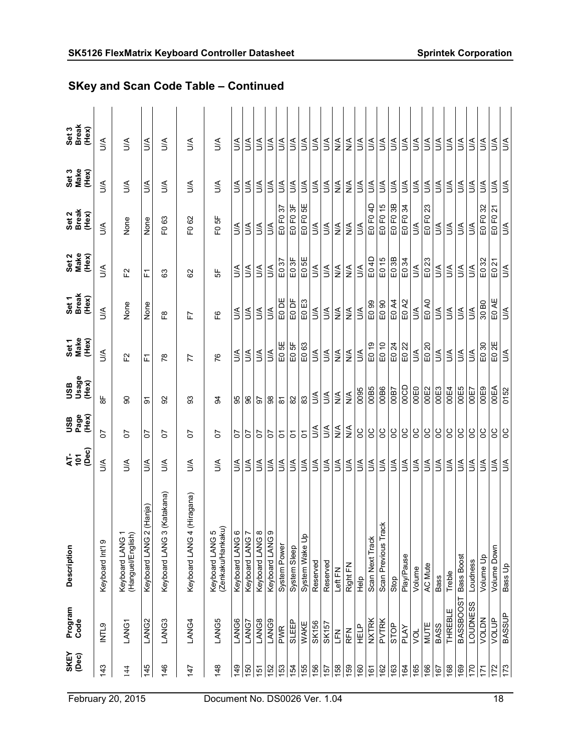## SKey and Scan Code Table – Continued

| SKEY (Dec) | Program Code | Description | AT-101 (Dec) | USB Page (Hex) | USB Usage (Hex) | Set 1 Make (Hex) | Set 1 Break (Hex) | Set 2 Make (Hex) | Set 2 Break (Hex) | Set 3 Make (Hex) | Set 3 Break (Hex) |
|---|---|---|---|---|---|---|---|---|---|---|---|
| 143 | INTL9 | Keyboard Int'l 9 | U/A | 07 | 8F | U/A | U/A | U/A | U/A | U/A | U/A |
| 144 | LANG1 | Keyboard LANG 1 (Hanguel/English) | U/A | 07 | 90 | F2 | None | F2 | None | U/A | U/A |
| 145 | LANG2 | Keyboard LANG 2 (Hanja) | U/A | 07 | 91 | F1 | None | F1 | None | U/A | U/A |
| 146 | LANG3 | Keyboard LANG 3 (Katakana) | U/A | 07 | 92 | 78 | F8 | 63 | F0 63 | U/A | U/A |
| 147 | LANG4 | Keyboard LANG 4 (Hiragana) | U/A | 07 | 93 | 77 | F7 | 62 | F0 62 | U/A | U/A |
| 148 | LANG5 | Keyboard LANG 5 (Zenkaku/Hankaku) | U/A | 07 | 94 | 76 | F6 | 5F | F0 5F | U/A | U/A |
| 149 | LANG6 | Keyboard LANG 6 | U/A | 07 | 95 | U/A | U/A | U/A | U/A | U/A | U/A |
| 150 | LANG7 | Keyboard LANG 7 | U/A | 07 | 96 | U/A | U/A | U/A | U/A | U/A | U/A |
| 151 | LANG8 | Keyboard LANG 8 | U/A | 07 | 97 | U/A | U/A | U/A | U/A | U/A | U/A |
| 152 | LANG9 | Keyboard LANG 9 | U/A | 07 | 98 | U/A | U/A | U/A | U/A | U/A | U/A |
| 153 | PWR | System Power | U/A | 01 | 81 | E0 5E | E0 DE | E0 37 | E0 F0 37 | U/A | U/A |
| 154 | SLEEP | System Sleep | U/A | 01 | 82 | E0 5F | E0 DF | E0 3F | E0 F0 3F | U/A | U/A |
| 155 | WAKE | System Wake Up | U/A | 01 | 83 | E0 63 | E0 E3 | E0 5E | E0 F0 5E | U/A | U/A |
| 156 | SK156 | Reserved | U/A | U/A | U/A | U/A | U/A | U/A | U/A | U/A | U/A |
| 157 | SK157 | Reserved | U/A | U/A | U/A | U/A | U/A | U/A | U/A | U/A | U/A |
| 158 | LFN | Left FN | U/A | N/A | N/A | N/A | N/A | N/A | N/A | N/A | N/A |
| 159 | RFN | Right FN | U/A | N/A | N/A | N/A | N/A | N/A | N/A | N/A | N/A |
| 160 | HELP | Help | U/A | 0C | 0095 | U/A | U/A | U/A | U/A | U/A | U/A |
| 161 | NXTRK | Scan Next Track | U/A | 0C | 00B5 | E0 19 | E0 99 | E0 4D | E0 F0 4D | U/A | U/A |
| 162 | PVTRK | Scan Previous Track | U/A | 0C | 00B6 | E0 10 | E0 90 | E0 15 | E0 F0 15 | U/A | U/A |
| 163 | STOP | Stop | U/A | 0C | 00B7 | E0 24 | E0 A4 | E0 3B | E0 F0 3B | U/A | U/A |
| 164 | PLAY | Play/Pause | U/A | 0C | 00CD | E0 22 | E0 A2 | E0 34 | E0 F0 34 | U/A | U/A |
| 165 | VOL | Volume | U/A | 0C | 00E0 | U/A | U/A | U/A | U/A | U/A | U/A |
| 166 | MUTE | AC Mute | U/A | 0C | 00E2 | E0 20 | E0 A0 | E0 23 | E0 F0 23 | U/A | U/A |
| 167 | BASS | Bass | U/A | 0C | 00E3 | U/A | U/A | U/A | U/A | U/A | U/A |
| 168 | THREBLE | Treble | U/A | 0C | 00E4 | U/A | U/A | U/A | U/A | U/A | U/A |
| 169 | BASSBOOST | Bass Boost | U/A | 0C | 00E5 | U/A | U/A | U/A | U/A | U/A | U/A |
| 170 | LOUDNESS | Loudness | U/A | 0C | 00E7 | U/A | U/A | U/A | U/A | U/A | U/A |
| 171 | VOLDN | Volume Up | U/A | 0C | 00E9 | E0 30 | 30 B0 | E0 32 | E0 F0 32 | U/A | U/A |
| 172 | VOLUP | Volume Down | U/A | 0C | 00EA | E0 2E | E0 AE | E0 21 | E0 F0 21 | U/A | U/A |
| 173 | BASSUP | Bass Up | U/A | 0C | 0152 | U/A | U/A | U/A | U/A | U/A | U/A |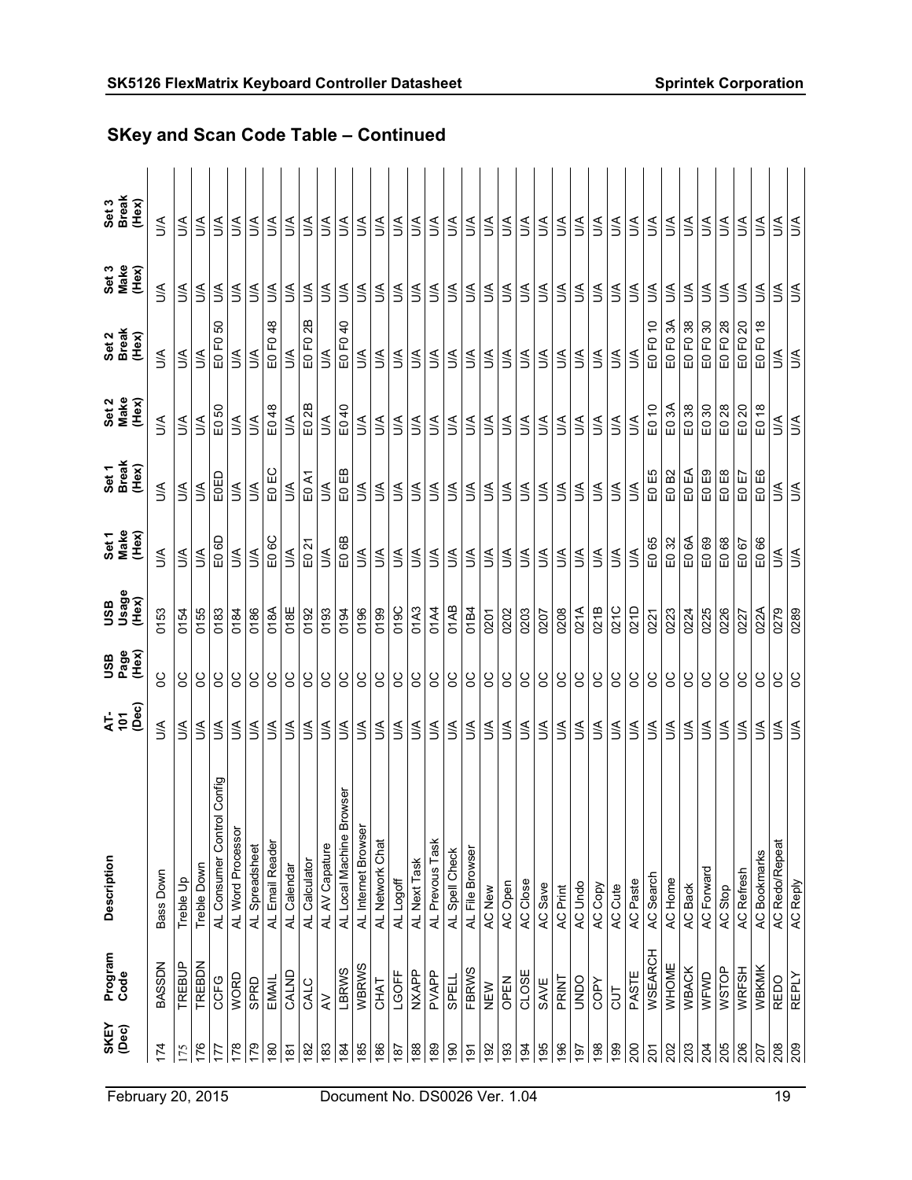## SKey and Scan Code Table – Continued

| SKEY (Dec) | Program Code | Description | AT-101 (Dec) | USB Page (Hex) | USB Usage (Hex) | Set 1 Make (Hex) | Set 1 Break (Hex) | Set 2 Make (Hex) | Set 2 Break (Hex) | Set 3 Make (Hex) | Set 3 Break (Hex) |
|---|---|---|---|---|---|---|---|---|---|---|---|
| 174 | BASSDN | Bass Down | U/A | 0C | 0153 | U/A | U/A | U/A | U/A | U/A | U/A |
| 175 | TREBUP | Treble Up | U/A | 0C | 0154 | U/A | U/A | U/A | U/A | U/A | U/A |
| 176 | TREBDN | Treble Down | U/A | 0C | 0155 | U/A | U/A | U/A | U/A | U/A | U/A |
| 177 | CCFG | AL Consumer Control Config | U/A | 0C | 0183 | E0 6D | E0ED | E0 50 | E0 F0 50 | U/A | U/A |
| 178 | WORD | AL Word Processor | U/A | 0C | 0184 | U/A | U/A | U/A | U/A | U/A | U/A |
| 179 | SPRD | AL Spreadsheet | U/A | 0C | 0186 | U/A | U/A | U/A | U/A | U/A | U/A |
| 180 | EMAIL | AL Email Reader | U/A | 0C | 018A | E0 6C | E0 EC | E0 48 | E0 F0 48 | U/A | U/A |
| 181 | CALND | AL Calendar | U/A | 0C | 018E | U/A | U/A | U/A | U/A | U/A | U/A |
| 182 | CALC | AL Calculator | U/A | 0C | 0192 | E0 21 | E0 A1 | E0 2B | E0 F0 2B | U/A | U/A |
| 183 | AV | AL AV Capature | U/A | 0C | 0193 | U/A | U/A | U/A | U/A | U/A | U/A |
| 184 | LBRWS | AL Local Machine Browser | U/A | 0C | 0194 | E0 6B | E0 EB | E0 40 | E0 F0 40 | U/A | U/A |
| 185 | WBRWS | AL Internet Browser | U/A | 0C | 0196 | U/A | U/A | U/A | U/A | U/A | U/A |
| 186 | CHAT | AL Network Chat | U/A | 0C | 0199 | U/A | U/A | U/A | U/A | U/A | U/A |
| 187 | LGOFF | AL Logoff | U/A | 0C | 019C | U/A | U/A | U/A | U/A | U/A | U/A |
| 188 | NXAPP | AL Next Task | U/A | 0C | 01A3 | U/A | U/A | U/A | U/A | U/A | U/A |
| 189 | PVAPP | AL Prevous Task | U/A | 0C | 01A4 | U/A | U/A | U/A | U/A | U/A | U/A |
| 190 | SPELL | AL Spell Check | U/A | 0C | 01AB | U/A | U/A | U/A | U/A | U/A | U/A |
| 191 | FBRWS | AL File Browser | U/A | 0C | 01B4 | U/A | U/A | U/A | U/A | U/A | U/A |
| 192 | NEW | AC New | U/A | 0C | 0201 | U/A | U/A | U/A | U/A | U/A | U/A |
| 193 | OPEN | AC Open | U/A | 0C | 0202 | U/A | U/A | U/A | U/A | U/A | U/A |
| 194 | CLOSE | AC Close | U/A | 0C | 0203 | U/A | U/A | U/A | U/A | U/A | U/A |
| 195 | SAVE | AC Save | U/A | 0C | 0207 | U/A | U/A | U/A | U/A | U/A | U/A |
| 196 | PRINT | AC Print | U/A | 0C | 0208 | U/A | U/A | U/A | U/A | U/A | U/A |
| 197 | UNDO | AC Undo | U/A | 0C | 021A | U/A | U/A | U/A | U/A | U/A | U/A |
| 198 | COPY | AC Copy | U/A | 0C | 021B | U/A | U/A | U/A | U/A | U/A | U/A |
| 199 | CUT | AC Cute | U/A | 0C | 021C | U/A | U/A | U/A | U/A | U/A | U/A |
| 200 | PASTE | AC Paste | U/A | 0C | 021D | U/A | U/A | U/A | U/A | U/A | U/A |
| 201 | WSEARCH | AC Search | U/A | 0C | 0221 | E0 65 | E0 E5 | E0 10 | E0 F0 10 | U/A | U/A |
| 202 | WHOME | AC Home | U/A | 0C | 0223 | E0 32 | E0 B2 | E0 3A | E0 F0 3A | U/A | U/A |
| 203 | WBACK | AC Back | U/A | 0C | 0224 | E0 6A | E0 EA | E0 38 | E0 F0 38 | U/A | U/A |
| 204 | WFWD | AC Forward | U/A | 0C | 0225 | E0 69 | E0 E9 | E0 30 | E0 F0 30 | U/A | U/A |
| 205 | WSTOP | AC Stop | U/A | 0C | 0226 | E0 68 | E0 E8 | E0 28 | E0 F0 28 | U/A | U/A |
| 206 | WRFSH | AC Refresh | U/A | 0C | 0227 | E0 67 | E0 E7 | E0 20 | E0 F0 20 | U/A | U/A |
| 207 | WBKMK | AC Bookmarks | U/A | 0C | 022A | E0 66 | E0 E6 | E0 18 | E0 F0 18 | U/A | U/A |
| 208 | REDO | AC Redo/Repeat | U/A | 0C | 0279 | U/A | U/A | U/A | U/A | U/A | U/A |
| 209 | REPLY | AC Reply | U/A | 0C | 0289 | U/A | U/A | U/A | U/A | U/A | U/A |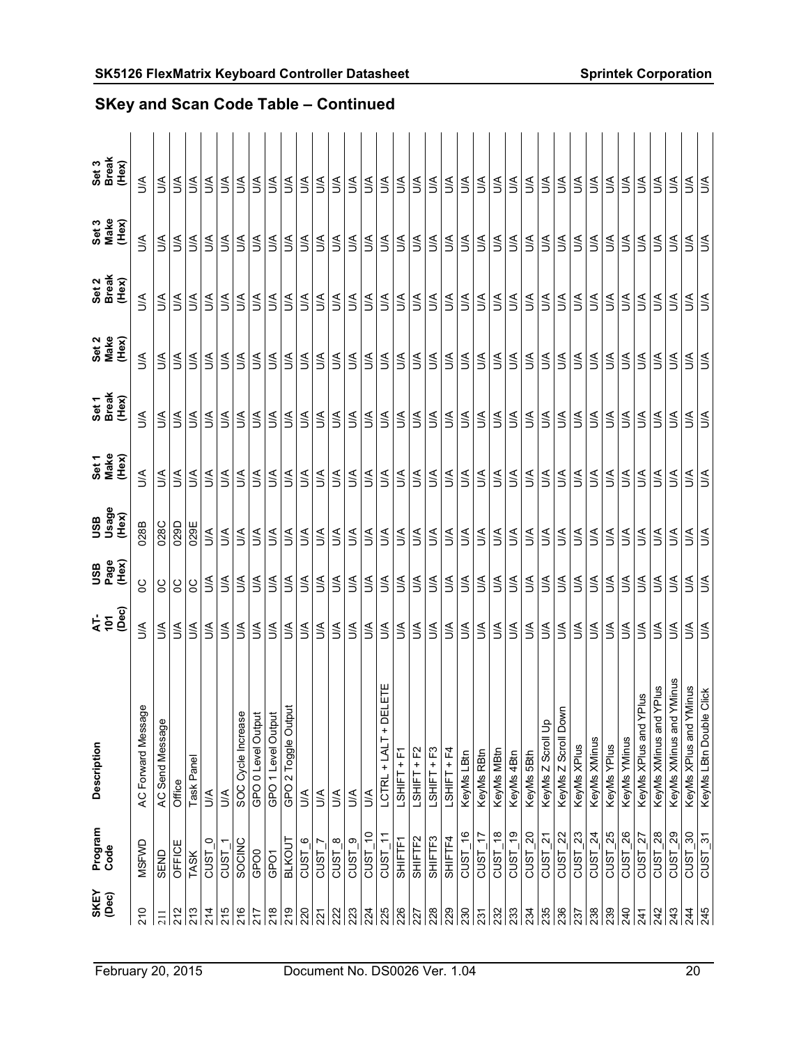## SKey and Scan Code Table – Continued

| SKEY (Dec) | Program Code | Description | AT-101 (Dec) | USB Page (Hex) | USB Usage (Hex) | Set 1 Make (Hex) | Set 1 Break (Hex) | Set 2 Make (Hex) | Set 2 Break (Hex) | Set 3 Make (Hex) | Set 3 Break (Hex) |
|---|---|---|---|---|---|---|---|---|---|---|---|
| 210 | MSFWD | AC Forward Message | U/A | 0C | 028B | U/A | U/A | U/A | U/A | U/A | U/A |
| 211 | SEND | AC Send Message | U/A | 0C | 028C | U/A | U/A | U/A | U/A | U/A | U/A |
| 212 | OFFICE | Office | U/A | 0C | 029D | U/A | U/A | U/A | U/A | U/A | U/A |
| 213 | TASK | Task Panel | U/A | 0C | 029E | U/A | U/A | U/A | U/A | U/A | U/A |
| 214 | CUST_0 | U/A | U/A | U/A | U/A | U/A | U/A | U/A | U/A | U/A | U/A |
| 215 | CUST_1 | U/A | U/A | U/A | U/A | U/A | U/A | U/A | U/A | U/A | U/A |
| 216 | SOCINC | SOC Cycle Increase | U/A | U/A | U/A | U/A | U/A | U/A | U/A | U/A | U/A |
| 217 | GPO0 | GPO 0 Level Output | U/A | U/A | U/A | U/A | U/A | U/A | U/A | U/A | U/A |
| 218 | GPO1 | GPO 1 Level Output | U/A | U/A | U/A | U/A | U/A | U/A | U/A | U/A | U/A |
| 219 | BLKOUT | GPO 2 Toggle Output | U/A | U/A | U/A | U/A | U/A | U/A | U/A | U/A | U/A |
| 220 | CUST_6 | U/A | U/A | U/A | U/A | U/A | U/A | U/A | U/A | U/A | U/A |
| 221 | CUST_7 | U/A | U/A | U/A | U/A | U/A | U/A | U/A | U/A | U/A | U/A |
| 222 | CUST_8 | U/A | U/A | U/A | U/A | U/A | U/A | U/A | U/A | U/A | U/A |
| 223 | CUST_9 | U/A | U/A | U/A | U/A | U/A | U/A | U/A | U/A | U/A | U/A |
| 224 | CUST_10 | U/A | U/A | U/A | U/A | U/A | U/A | U/A | U/A | U/A | U/A |
| 225 | CUST_11 | LCTRL + LALT + DELETE | U/A | U/A | U/A | U/A | U/A | U/A | U/A | U/A | U/A |
| 226 | SHIFTF1 | LSHIFT + F1 | U/A | U/A | U/A | U/A | U/A | U/A | U/A | U/A | U/A |
| 227 | SHIFTF2 | LSHIFT + F2 | U/A | U/A | U/A | U/A | U/A | U/A | U/A | U/A | U/A |
| 228 | SHIFTF3 | LSHIFT + F3 | U/A | U/A | U/A | U/A | U/A | U/A | U/A | U/A | U/A |
| 229 | SHIFTF4 | LSHIFT + F4 | U/A | U/A | U/A | U/A | U/A | U/A | U/A | U/A | U/A |
| 230 | CUST_16 | KeyMs LBtn | U/A | U/A | U/A | U/A | U/A | U/A | U/A | U/A | U/A |
| 231 | CUST_17 | KeyMs RBtn | U/A | U/A | U/A | U/A | U/A | U/A | U/A | U/A | U/A |
| 232 | CUST_18 | KeyMs MBtn | U/A | U/A | U/A | U/A | U/A | U/A | U/A | U/A | U/A |
| 233 | CUST_19 | KeyMs 4Btn | U/A | U/A | U/A | U/A | U/A | U/A | U/A | U/A | U/A |
| 234 | CUST_20 | KeyMs 5Bth | U/A | U/A | U/A | U/A | U/A | U/A | U/A | U/A | U/A |
| 235 | CUST_21 | KeyMs Z Scroll Up | U/A | U/A | U/A | U/A | U/A | U/A | U/A | U/A | U/A |
| 236 | CUST_22 | KeyMs Z Scroll Down | U/A | U/A | U/A | U/A | U/A | U/A | U/A | U/A | U/A |
| 237 | CUST_23 | KeyMs XPlus | U/A | U/A | U/A | U/A | U/A | U/A | U/A | U/A | U/A |
| 238 | CUST_24 | KeyMs XMinus | U/A | U/A | U/A | U/A | U/A | U/A | U/A | U/A | U/A |
| 239 | CUST_25 | KeyMs YPlus | U/A | U/A | U/A | U/A | U/A | U/A | U/A | U/A | U/A |
| 240 | CUST_26 | KeyMs YMinus | U/A | U/A | U/A | U/A | U/A | U/A | U/A | U/A | U/A |
| 241 | CUST_27 | KeyMs XPlus and YPlus | U/A | U/A | U/A | U/A | U/A | U/A | U/A | U/A | U/A |
| 242 | CUST_28 | KeyMs XMinus and YPlus | U/A | U/A | U/A | U/A | U/A | U/A | U/A | U/A | U/A |
| 243 | CUST_29 | KeyMs XMinus and YMinus | U/A | U/A | U/A | U/A | U/A | U/A | U/A | U/A | U/A |
| 244 | CUST_30 | KeyMs XPlus and YMinus | U/A | U/A | U/A | U/A | U/A | U/A | U/A | U/A | U/A |
| 245 | CUST_31 | KeyMs LBtn Double Click | U/A | U/A | U/A | U/A | U/A | U/A | U/A | U/A | U/A |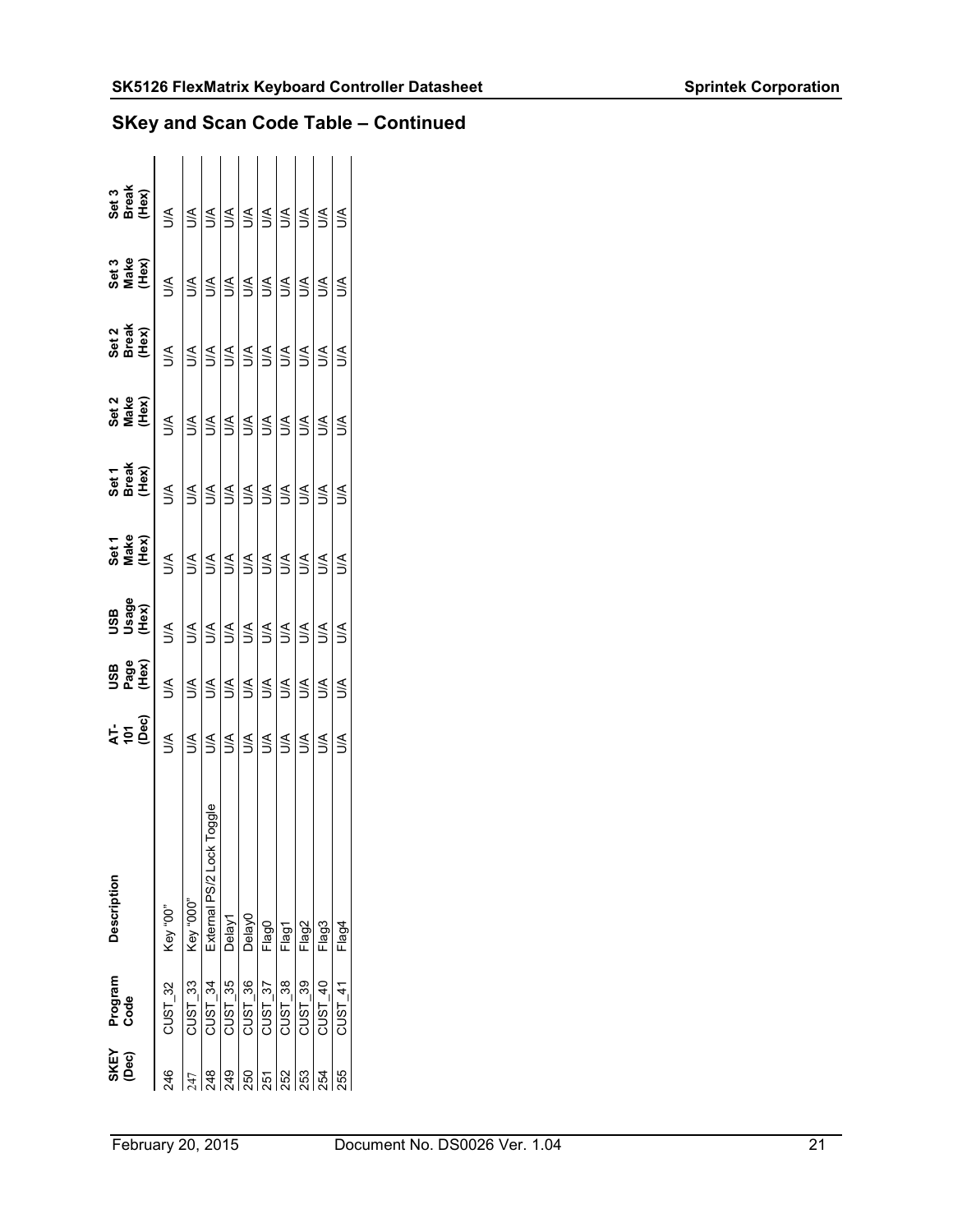## SKey and Scan Code Table – Continued

| SKEY (Dec) | Program Code | Description | AT-101 (Dec) | USB Page (Hex) | USB Usage (Hex) | Set 1 Make (Hex) | Set 1 Break (Hex) | Set 2 Make (Hex) | Set 2 Break (Hex) | Set 3 Make (Hex) | Set 3 Break (Hex) |
|---|---|---|---|---|---|---|---|---|---|---|---|
| 246 | CUST_32 | Key "00" | U/A | U/A | U/A | U/A | U/A | U/A | U/A | U/A | U/A |
| 247 | CUST_33 | Key "000" | U/A | U/A | U/A | U/A | U/A | U/A | U/A | U/A | U/A |
| 248 | CUST_34 | External PS/2 Lock Toggle | U/A | U/A | U/A | U/A | U/A | U/A | U/A | U/A | U/A |
| 249 | CUST_35 | Delay1 | U/A | U/A | U/A | U/A | U/A | U/A | U/A | U/A | U/A |
| 250 | CUST_36 | Delay0 | U/A | U/A | U/A | U/A | U/A | U/A | U/A | U/A | U/A |
| 251 | CUST_37 | Flag0 | U/A | U/A | U/A | U/A | U/A | U/A | U/A | U/A | U/A |
| 252 | CUST_38 | Flag1 | U/A | U/A | U/A | U/A | U/A | U/A | U/A | U/A | U/A |
| 253 | CUST_39 | Flag2 | U/A | U/A | U/A | U/A | U/A | U/A | U/A | U/A | U/A |
| 254 | CUST_40 | Flag3 | U/A | U/A | U/A | U/A | U/A | U/A | U/A | U/A | U/A |
| 255 | CUST_41 | Flag4 | U/A | U/A | U/A | U/A | U/A | U/A | U/A | U/A | U/A |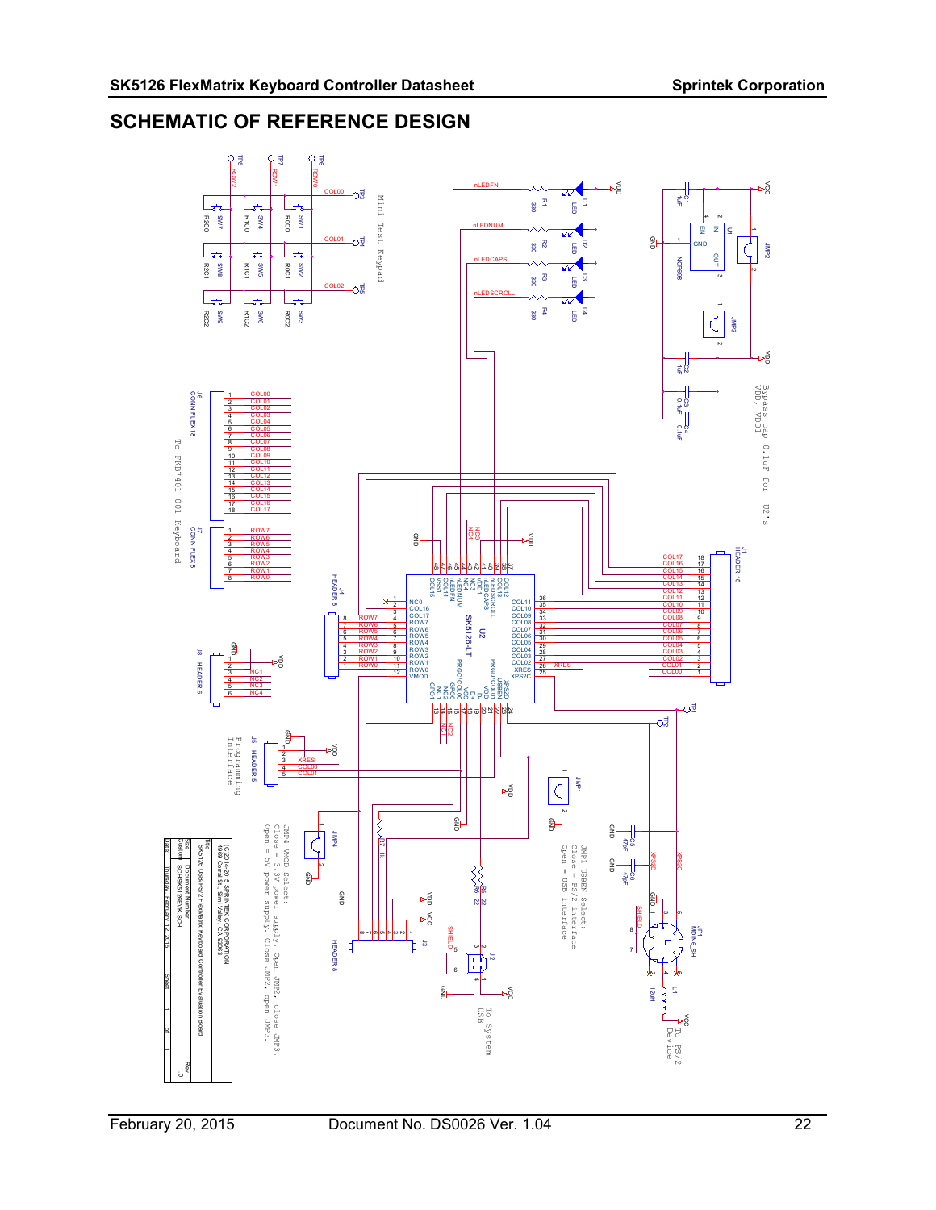## SCHEMATIC OF REFERENCE DESIGN

Mini Test Keypad

To FKB7401-001 Keyboard

Bypass cap 0.1uF for U2's VDD, VDD1

Programming Interface

JMP1 USBEN Select: Close = PS/2 interface Open = USB interface

JMP4 VMOD Select: Close = 3.3V power supply. Open JMP2, close JMP3. Open = 5V power supply. Close JMP2, open JMP3.

To System USB

To PS/2 Device

| Title | | | |
|---|---|---|---|
| SK5126 USB/PS/2 FlexMatrix Keyboard Controller Evaluation Board | | | |
| Size | Document Number | | Rev |
| Custom | SCHSK5126EVK.SCH | | 1.01 |
| Date: | Thursday, February 12, 2015 | Sheet 1 of 1 | |

(C) 2014-2015 SPRINTEK CORPORATION
4569 Conrad St., Simi Valley, CA 93063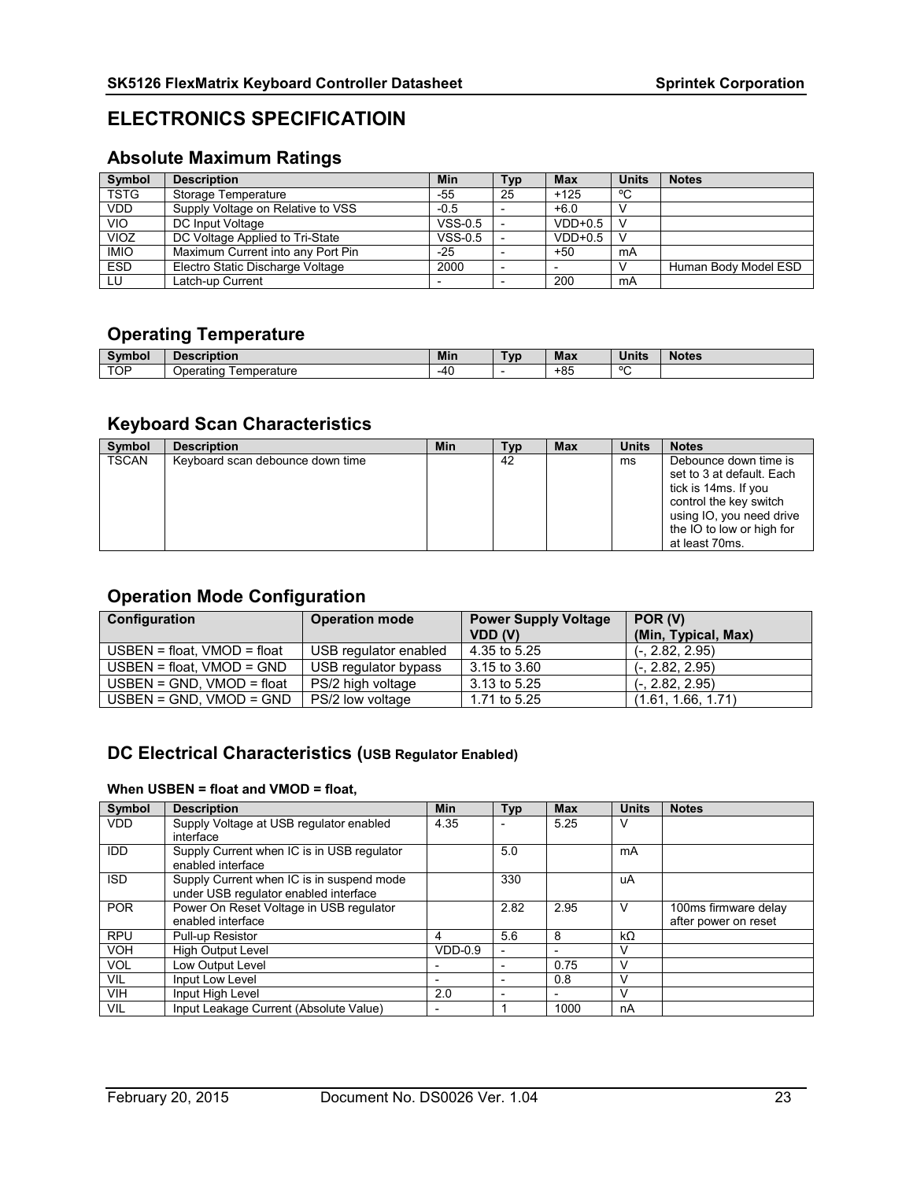# ELECTRONICS SPECIFICATIOIN

## Absolute Maximum Ratings

| Symbol | Description | Min | Typ | Max | Units | Notes |
|---|---|---|---|---|---|---|
| TSTG | Storage Temperature | -55 | 25 | +125 | ºC | |
| VDD | Supply Voltage on Relative to VSS | -0.5 | - | +6.0 | V | |
| VIO | DC Input Voltage | VSS-0.5 | - | VDD+0.5 | V | |
| VIOZ | DC Voltage Applied to Tri-State | VSS-0.5 | - | VDD+0.5 | V | |
| IMIO | Maximum Current into any Port Pin | -25 | - | +50 | mA | |
| ESD | Electro Static Discharge Voltage | 2000 | - | - | V | Human Body Model ESD |
| LU | Latch-up Current | - | - | 200 | mA | |

## Operating Temperature

| Symbol | Description | Min | Typ | Max | Units | Notes |
|---|---|---|---|---|---|---|
| TOP | Operating Temperature | -40 | - | +85 | ºC | |

## Keyboard Scan Characteristics

| Symbol | Description | Min | Typ | Max | Units | Notes |
|---|---|---|---|---|---|---|
| TSCAN | Keyboard scan debounce down time | | 42 | | ms | Debounce down time is set to 3 at default. Each tick is 14ms. If you control the key switch using IO, you need drive the IO to low or high for at least 70ms. |

## Operation Mode Configuration

| Configuration | Operation mode | Power Supply Voltage VDD (V) | POR (V) (Min, Typical, Max) |
|---|---|---|---|
| USBEN = float, VMOD = float | USB regulator enabled | 4.35 to 5.25 | (-, 2.82, 2.95) |
| USBEN = float, VMOD = GND | USB regulator bypass | 3.15 to 3.60 | (-, 2.82, 2.95) |
| USBEN = GND, VMOD = float | PS/2 high voltage | 3.13 to 5.25 | (-, 2.82, 2.95) |
| USBEN = GND, VMOD = GND | PS/2 low voltage | 1.71 to 5.25 | (1.61, 1.66, 1.71) |

## DC Electrical Characteristics (USB Regulator Enabled)

**When USBEN = float and VMOD = float,**

| Symbol | Description | Min | Typ | Max | Units | Notes |
|---|---|---|---|---|---|---|
| VDD | Supply Voltage at USB regulator enabled interface | 4.35 | - | 5.25 | V | |
| IDD | Supply Current when IC is in USB regulator enabled interface | | 5.0 | | mA | |
| ISD | Supply Current when IC is in suspend mode under USB regulator enabled interface | | 330 | | uA | |
| POR | Power On Reset Voltage in USB regulator enabled interface | | 2.82 | 2.95 | V | 100ms firmware delay after power on reset |
| RPU | Pull-up Resistor | 4 | 5.6 | 8 | kΩ | |
| VOH | High Output Level | VDD-0.9 | - | - | V | |
| VOL | Low Output Level | - | - | 0.75 | V | |
| VIL | Input Low Level | - | - | 0.8 | V | |
| VIH | Input High Level | 2.0 | - | - | V | |
| VIL | Input Leakage Current (Absolute Value) | - | 1 | 1000 | nA | |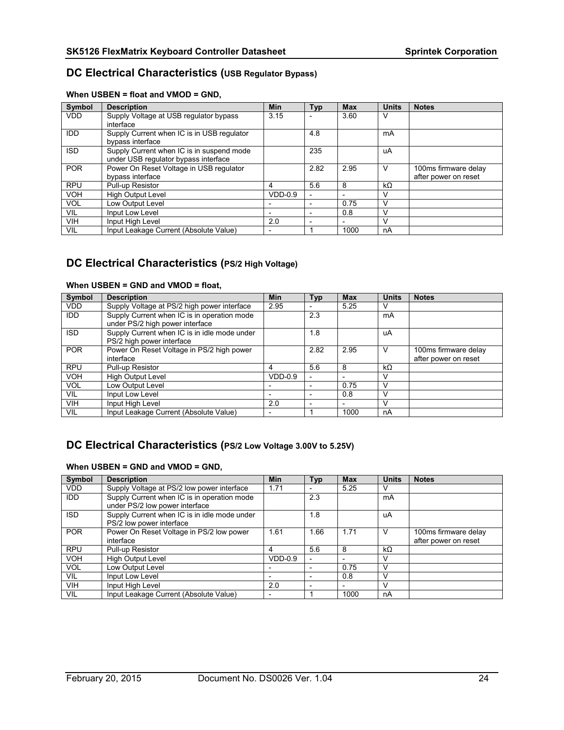## DC Electrical Characteristics (USB Regulator Bypass)

**When USBEN = float and VMOD = GND,**

| Symbol | Description | Min | Typ | Max | Units | Notes |
| --- | --- | --- | --- | --- | --- | --- |
| VDD | Supply Voltage at USB regulator bypass interface | 3.15 | - | 3.60 | V | |
| IDD | Supply Current when IC is in USB regulator bypass interface | | 4.8 | | mA | |
| ISD | Supply Current when IC is in suspend mode under USB regulator bypass interface | | 235 | | uA | |
| POR | Power On Reset Voltage in USB regulator bypass interface | | 2.82 | 2.95 | V | 100ms firmware delay after power on reset |
| RPU | Pull-up Resistor | 4 | 5.6 | 8 | kΩ | |
| VOH | High Output Level | VDD-0.9 | - | - | V | |
| VOL | Low Output Level | - | - | 0.75 | V | |
| VIL | Input Low Level | - | - | 0.8 | V | |
| VIH | Input High Level | 2.0 | - | - | V | |
| VIL | Input Leakage Current (Absolute Value) | - | 1 | 1000 | nA | |

## DC Electrical Characteristics (PS/2 High Voltage)

**When USBEN = GND and VMOD = float,**

| Symbol | Description | Min | Typ | Max | Units | Notes |
| --- | --- | --- | --- | --- | --- | --- |
| VDD | Supply Voltage at PS/2 high power interface | 2.95 | - | 5.25 | V | |
| IDD | Supply Current when IC is in operation mode under PS/2 high power interface | | 2.3 | | mA | |
| ISD | Supply Current when IC is in idle mode under PS/2 high power interface | | 1.8 | | uA | |
| POR | Power On Reset Voltage in PS/2 high power interface | | 2.82 | 2.95 | V | 100ms firmware delay after power on reset |
| RPU | Pull-up Resistor | 4 | 5.6 | 8 | kΩ | |
| VOH | High Output Level | VDD-0.9 | - | - | V | |
| VOL | Low Output Level | - | - | 0.75 | V | |
| VIL | Input Low Level | - | - | 0.8 | V | |
| VIH | Input High Level | 2.0 | - | - | V | |
| VIL | Input Leakage Current (Absolute Value) | - | 1 | 1000 | nA | |

## DC Electrical Characteristics (PS/2 Low Voltage 3.00V to 5.25V)

**When USBEN = GND and VMOD = GND,**

| Symbol | Description | Min | Typ | Max | Units | Notes |
| --- | --- | --- | --- | --- | --- | --- |
| VDD | Supply Voltage at PS/2 low power interface | 1.71 | - | 5.25 | V | |
| IDD | Supply Current when IC is in operation mode under PS/2 low power interface | | 2.3 | | mA | |
| ISD | Supply Current when IC is in idle mode under PS/2 low power interface | | 1.8 | | uA | |
| POR | Power On Reset Voltage in PS/2 low power interface | 1.61 | 1.66 | 1.71 | V | 100ms firmware delay after power on reset |
| RPU | Pull-up Resistor | 4 | 5.6 | 8 | kΩ | |
| VOH | High Output Level | VDD-0.9 | - | - | V | |
| VOL | Low Output Level | - | - | 0.75 | V | |
| VIL | Input Low Level | - | - | 0.8 | V | |
| VIH | Input High Level | 2.0 | - | - | V | |
| VIL | Input Leakage Current (Absolute Value) | - | 1 | 1000 | nA | |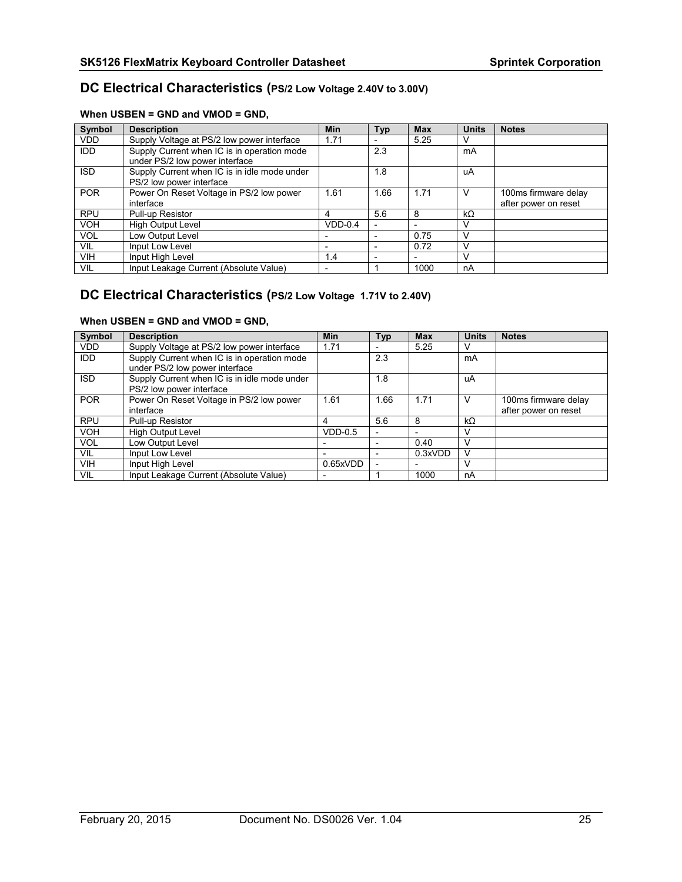## DC Electrical Characteristics (PS/2 Low Voltage 2.40V to 3.00V)

**When USBEN = GND and VMOD = GND,**

| Symbol | Description | Min | Typ | Max | Units | Notes |
|---|---|---|---|---|---|---|
| VDD | Supply Voltage at PS/2 low power interface | 1.71 | - | 5.25 | V | |
| IDD | Supply Current when IC is in operation mode under PS/2 low power interface | | 2.3 | | mA | |
| ISD | Supply Current when IC is in idle mode under PS/2 low power interface | | 1.8 | | uA | |
| POR | Power On Reset Voltage in PS/2 low power interface | 1.61 | 1.66 | 1.71 | V | 100ms firmware delay after power on reset |
| RPU | Pull-up Resistor | 4 | 5.6 | 8 | kΩ | |
| VOH | High Output Level | VDD-0.4 | - | - | V | |
| VOL | Low Output Level | - | - | 0.75 | V | |
| VIL | Input Low Level | - | - | 0.72 | V | |
| VIH | Input High Level | 1.4 | - | - | V | |
| VIL | Input Leakage Current (Absolute Value) | - | 1 | 1000 | nA | |

## DC Electrical Characteristics (PS/2 Low Voltage 1.71V to 2.40V)

**When USBEN = GND and VMOD = GND,**

| Symbol | Description | Min | Typ | Max | Units | Notes |
|---|---|---|---|---|---|---|
| VDD | Supply Voltage at PS/2 low power interface | 1.71 | - | 5.25 | V | |
| IDD | Supply Current when IC is in operation mode under PS/2 low power interface | | 2.3 | | mA | |
| ISD | Supply Current when IC is in idle mode under PS/2 low power interface | | 1.8 | | uA | |
| POR | Power On Reset Voltage in PS/2 low power interface | 1.61 | 1.66 | 1.71 | V | 100ms firmware delay after power on reset |
| RPU | Pull-up Resistor | 4 | 5.6 | 8 | kΩ | |
| VOH | High Output Level | VDD-0.5 | - | - | V | |
| VOL | Low Output Level | - | - | 0.40 | V | |
| VIL | Input Low Level | - | - | 0.3xVDD | V | |
| VIH | Input High Level | 0.65xVDD | - | - | V | |
| VIL | Input Leakage Current (Absolute Value) | - | 1 | 1000 | nA | |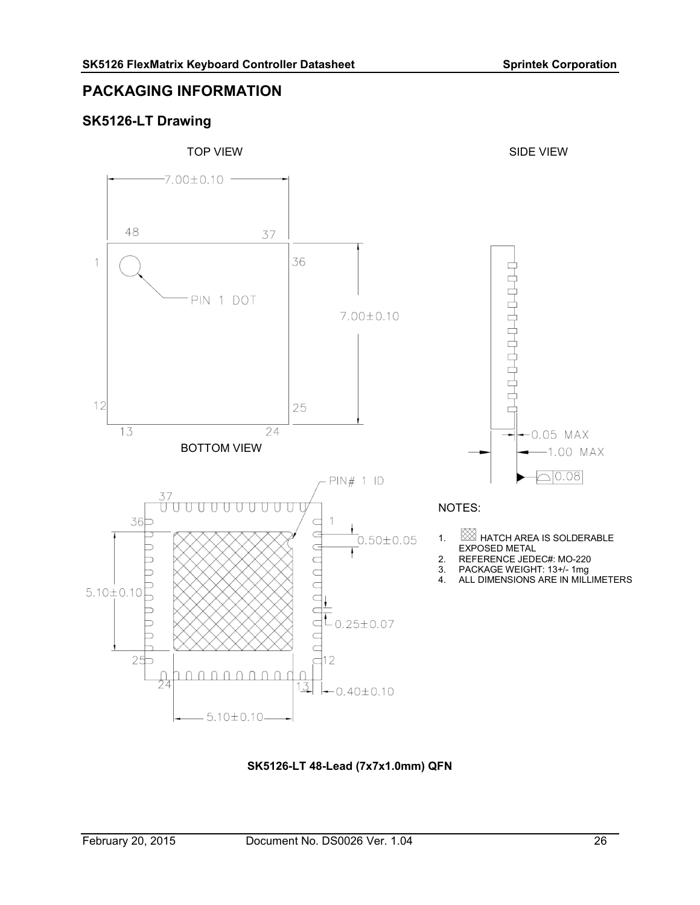## PACKAGING INFORMATION

### SK5126-LT Drawing

TOP VIEW

SIDE VIEW

BOTTOM VIEW

NOTES:

1. HATCH AREA IS SOLDERABLE EXPOSED METAL
2. REFERENCE JEDEC#: MO-220
3. PACKAGE WEIGHT: 13+/- 1mg
4. ALL DIMENSIONS ARE IN MILLIMETERS

**SK5126-LT 48-Lead (7x7x1.0mm) QFN**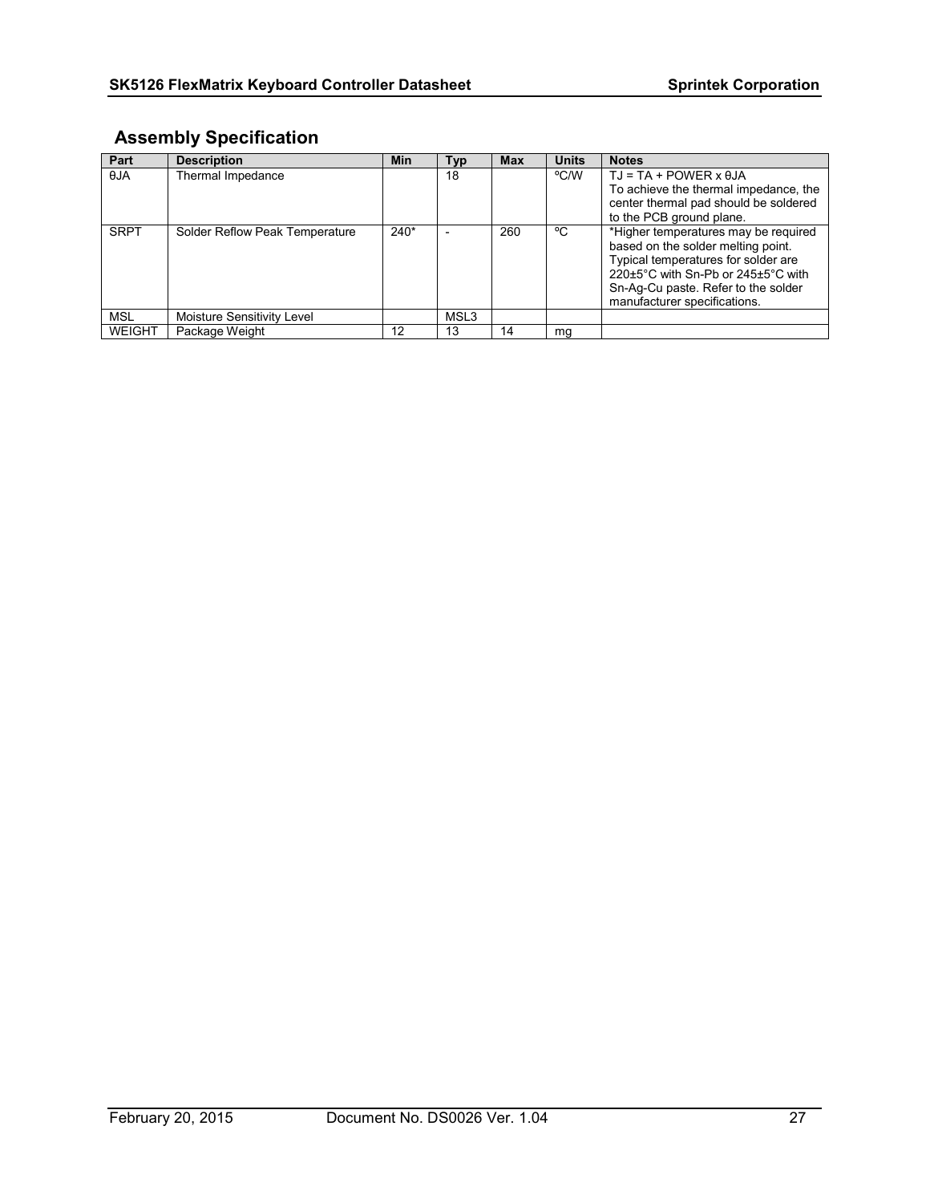## Assembly Specification

| Part | Description | Min | Typ | Max | Units | Notes |
|---|---|---|---|---|---|---|
| θJA | Thermal Impedance | | 18 | | ºC/W | TJ = TA + POWER x θJA<br>To achieve the thermal impedance, the center thermal pad should be soldered to the PCB ground plane. |
| SRPT | Solder Reflow Peak Temperature | 240* | - | 260 | ºC | *Higher temperatures may be required based on the solder melting point. Typical temperatures for solder are 220±5°C with Sn-Pb or 245±5°C with Sn-Ag-Cu paste. Refer to the solder manufacturer specifications. |
| MSL | Moisture Sensitivity Level | | MSL3 | | | |
| WEIGHT | Package Weight | 12 | 13 | 14 | mg | |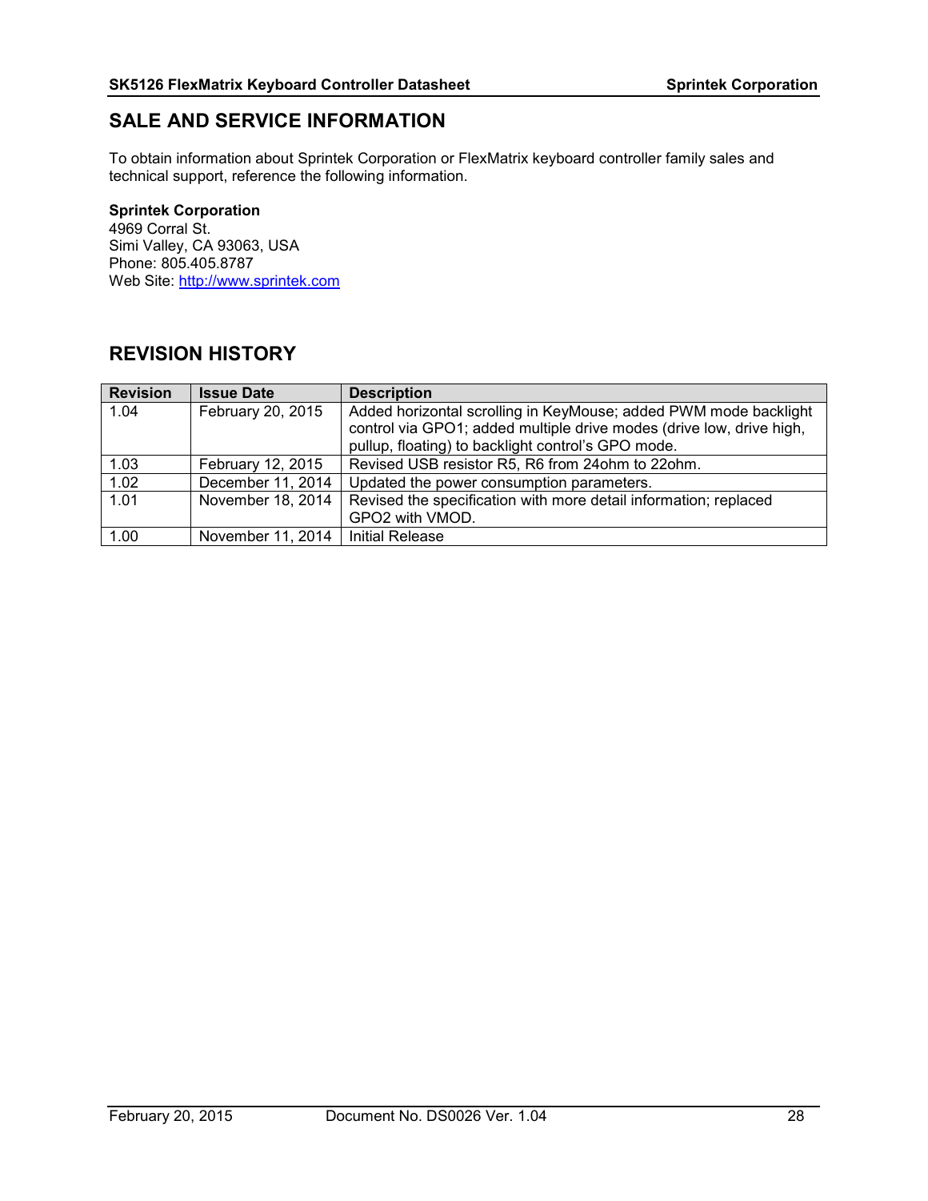## SALE AND SERVICE INFORMATION

To obtain information about Sprintek Corporation or FlexMatrix keyboard controller family sales and technical support, reference the following information.

**Sprintek Corporation**
4969 Corral St.
Simi Valley, CA 93063, USA
Phone: 805.405.8787
Web Site: http://www.sprintek.com

## REVISION HISTORY

| Revision | Issue Date | Description |
|---|---|---|
| 1.04 | February 20, 2015 | Added horizontal scrolling in KeyMouse; added PWM mode backlight control via GPO1; added multiple drive modes (drive low, drive high, pullup, floating) to backlight control's GPO mode. |
| 1.03 | February 12, 2015 | Revised USB resistor R5, R6 from 24ohm to 22ohm. |
| 1.02 | December 11, 2014 | Updated the power consumption parameters. |
| 1.01 | November 18, 2014 | Revised the specification with more detail information; replaced GPO2 with VMOD. |
| 1.00 | November 11, 2014 | Initial Release |